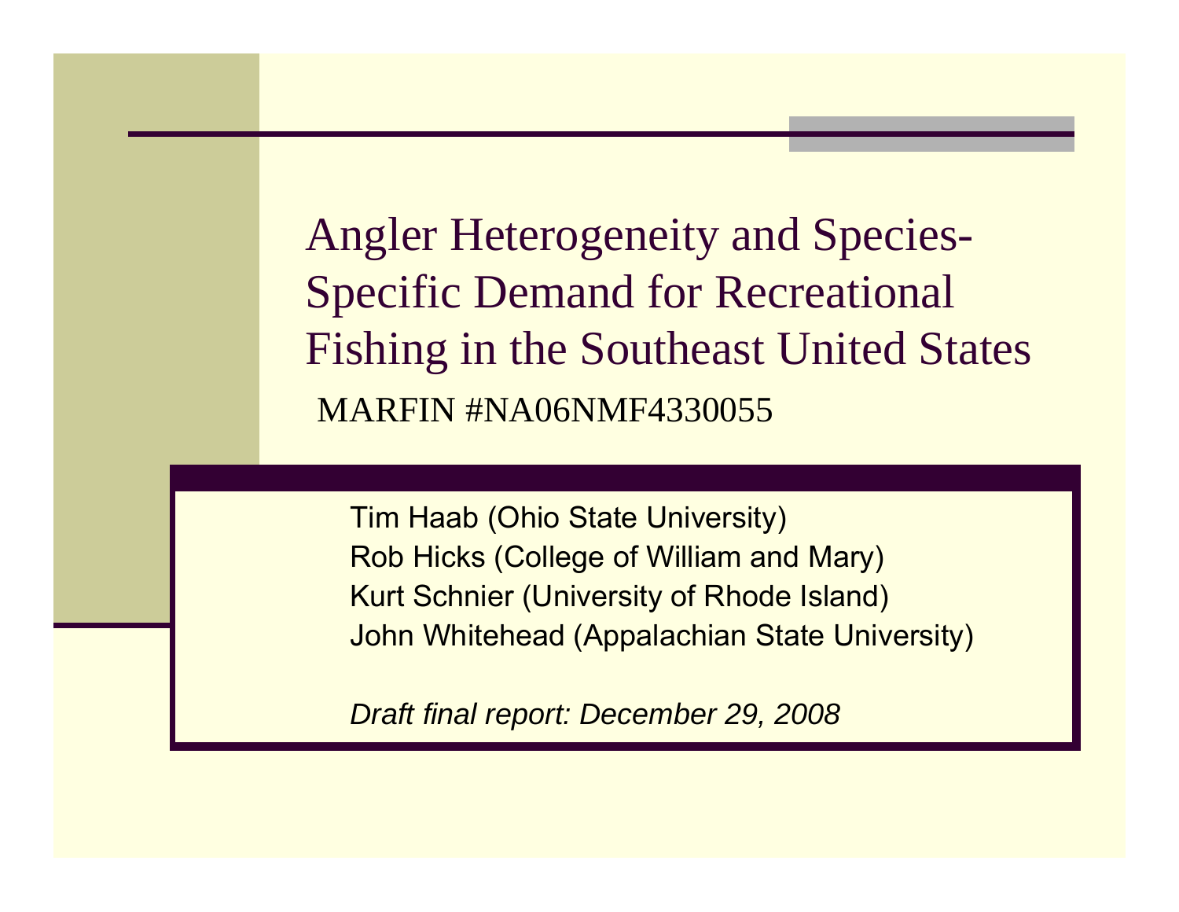# Angler Heterogeneity and Species-Specific Demand for Recreational Fishing in the Southeast United States

MARFIN #NA06NMF4330055

Tim Haab (Ohio State University)
Rob Hicks (College of William and Mary)
Kurt Schnier (University of Rhode Island)
John Whitehead (Appalachian State University)

*Draft final report: December 29, 2008*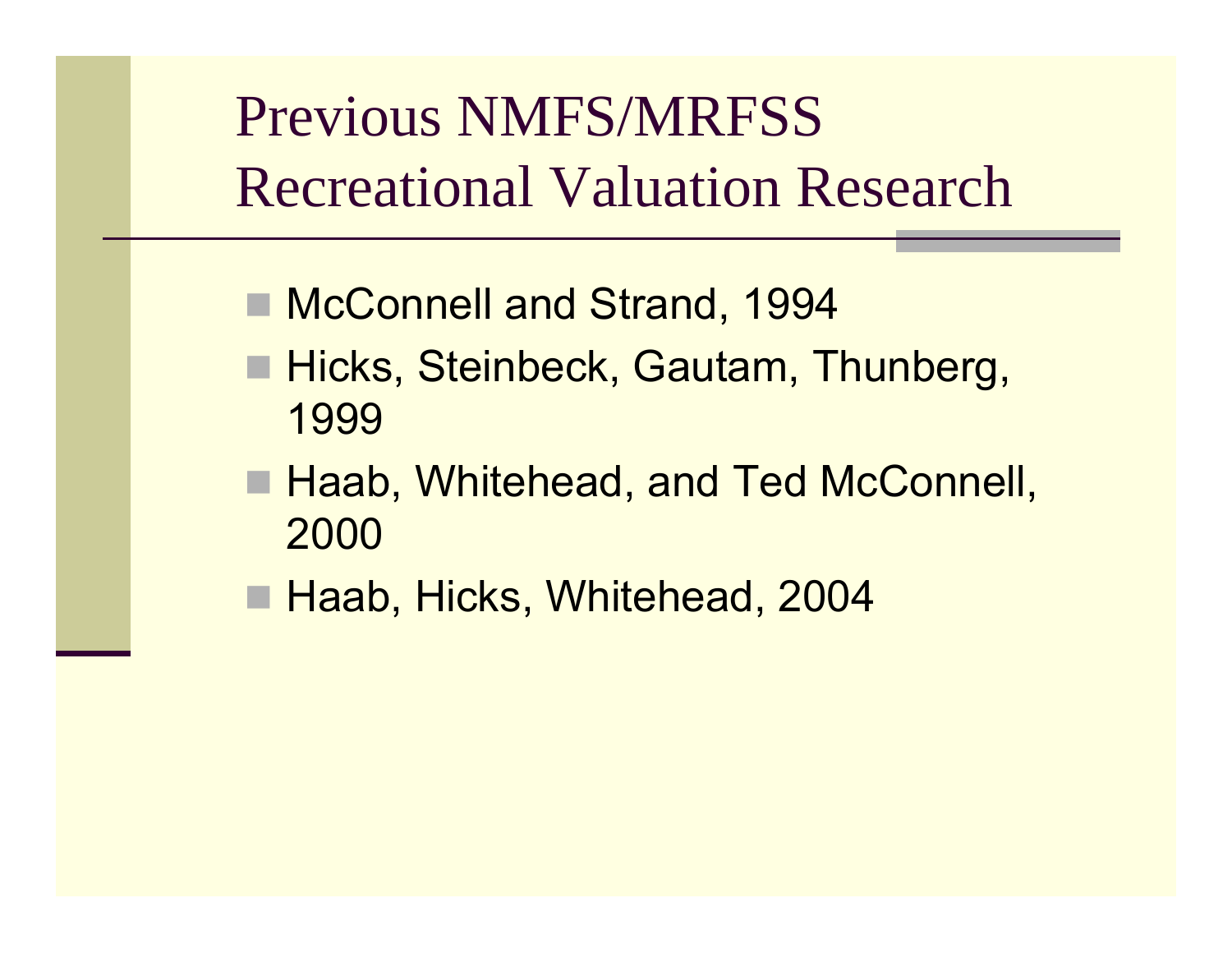# Previous NMFS/MRFSS Recreational Valuation Research

- McConnell and Strand, 1994
- Hicks, Steinbeck, Gautam, Thunberg, 1999
- Haab, Whitehead, and Ted McConnell, 2000
- Haab, Hicks, Whitehead, 2004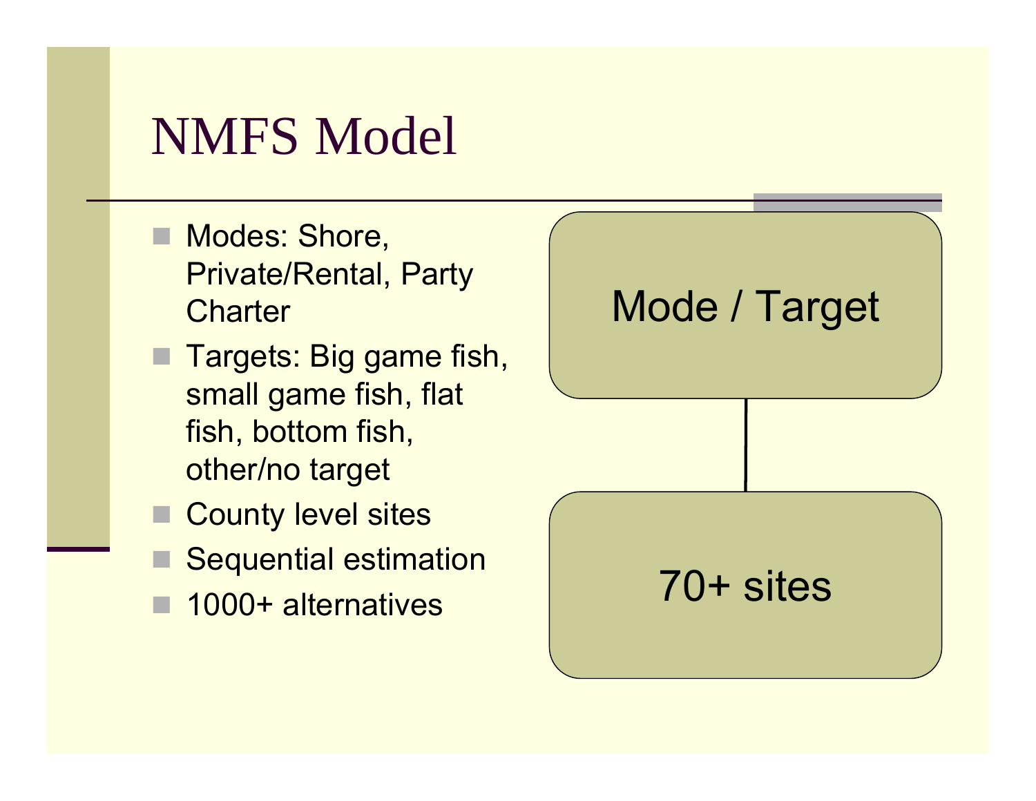# NMFS Model

- Modes: Shore, Private/Rental, Party Charter
- Targets: Big game fish, small game fish, flat fish, bottom fish, other/no target
- County level sites
- Sequential estimation
- 1000+ alternatives

Mode / Target

70+ sites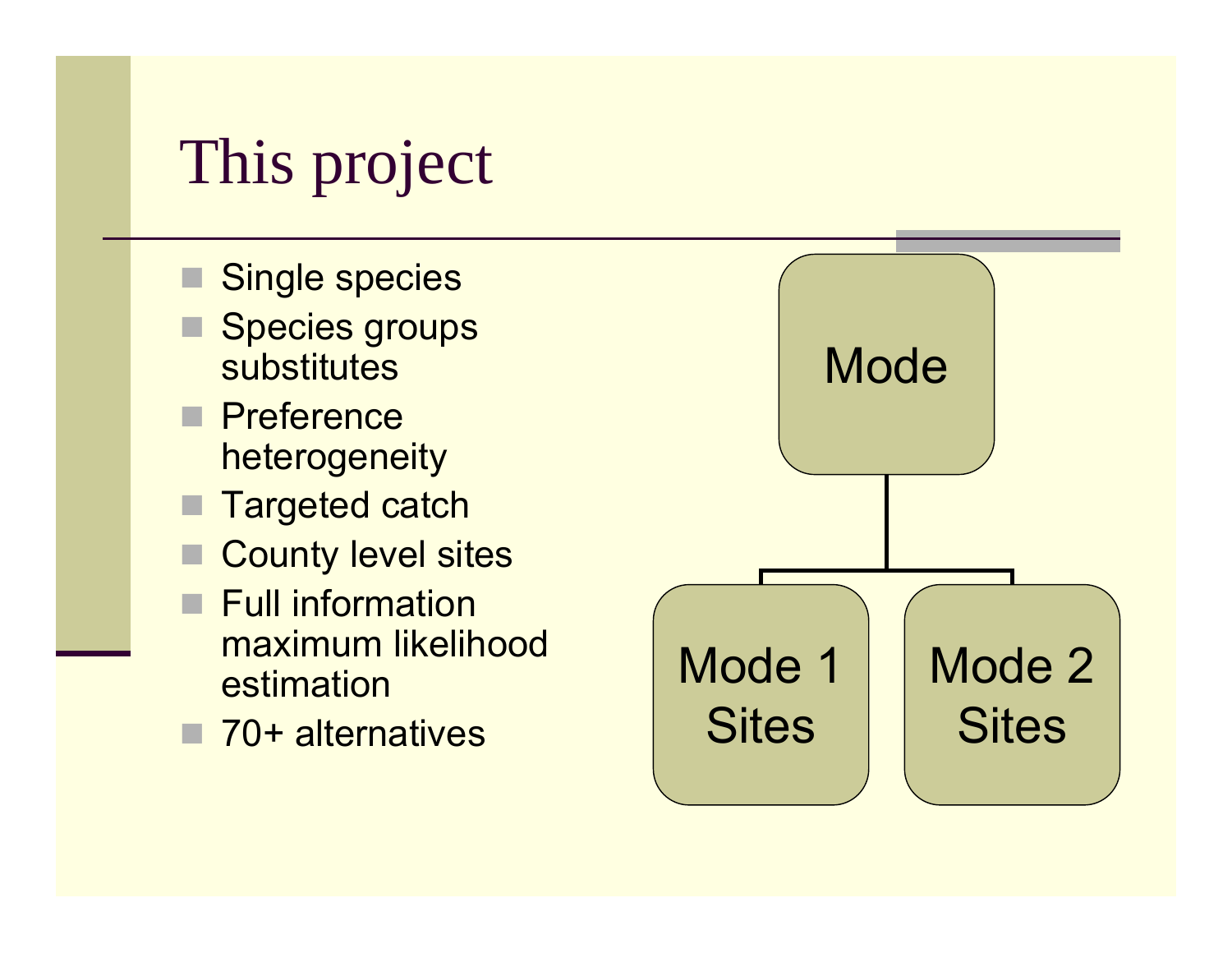# This project

- Single species
- Species groups substitutes
- Preference heterogeneity
- Targeted catch
- County level sites
- Full information maximum likelihood estimation
- 70+ alternatives

Mode

Mode 1 Sites

Mode 2 Sites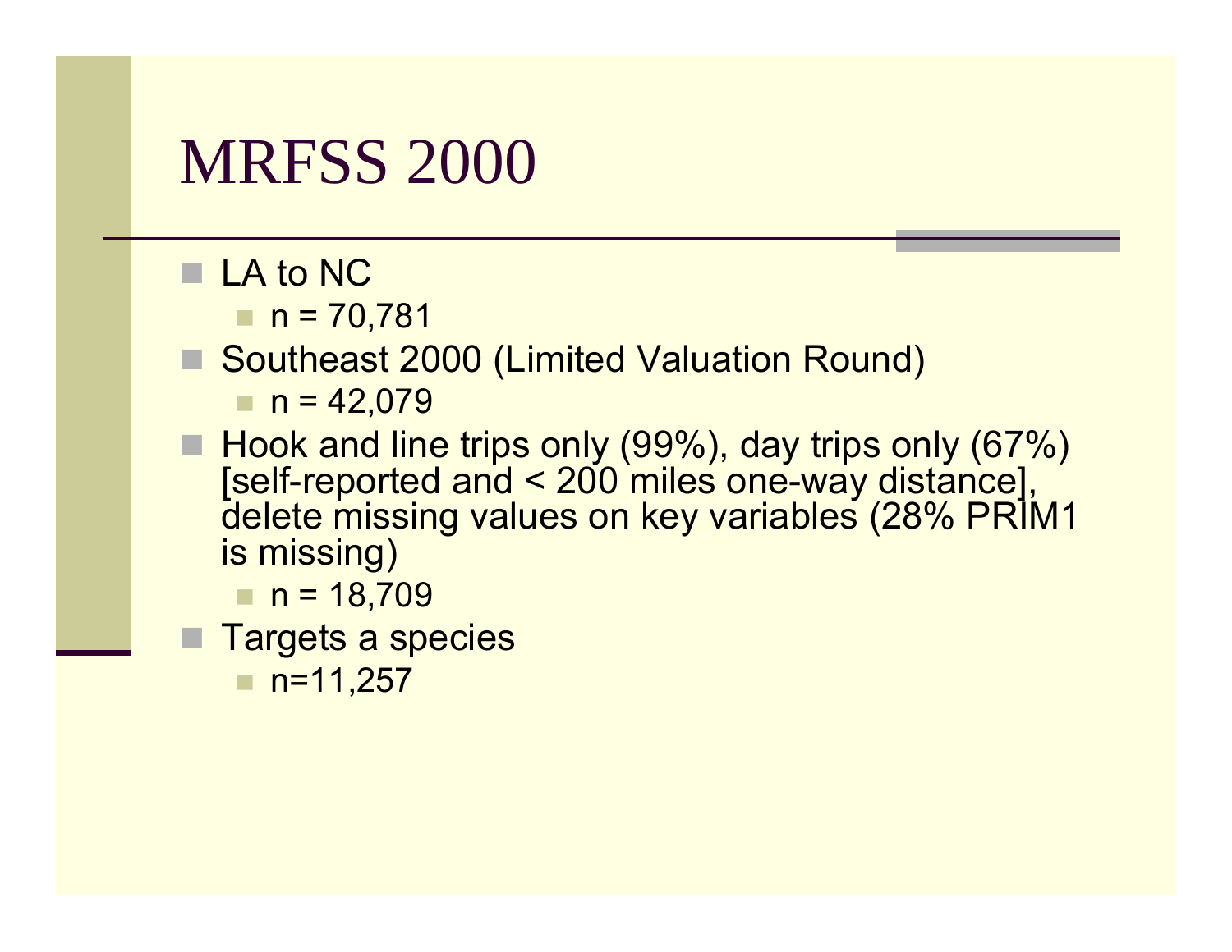# MRFSS 2000

- LA to NC
  - n = 70,781
- Southeast 2000 (Limited Valuation Round)
  - n = 42,079
- Hook and line trips only (99%), day trips only (67%) [self-reported and < 200 miles one-way distance], delete missing values on key variables (28% PRIM1 is missing)
  - n = 18,709
- Targets a species
  - n=11,257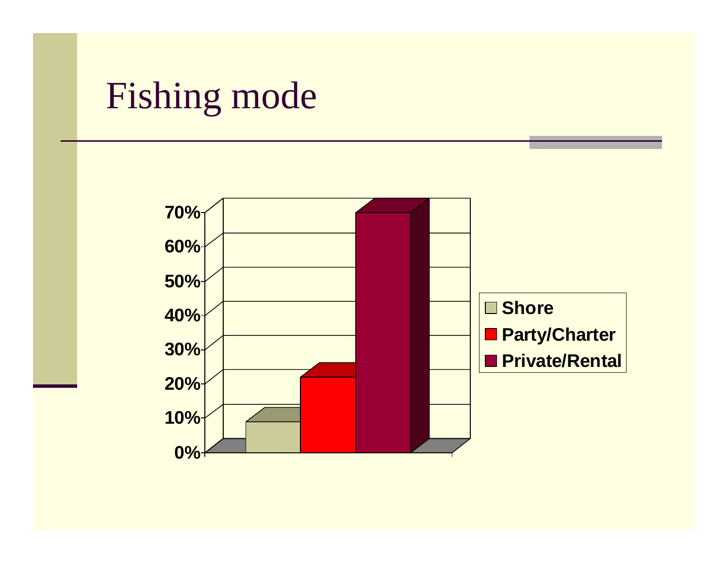# Fishing mode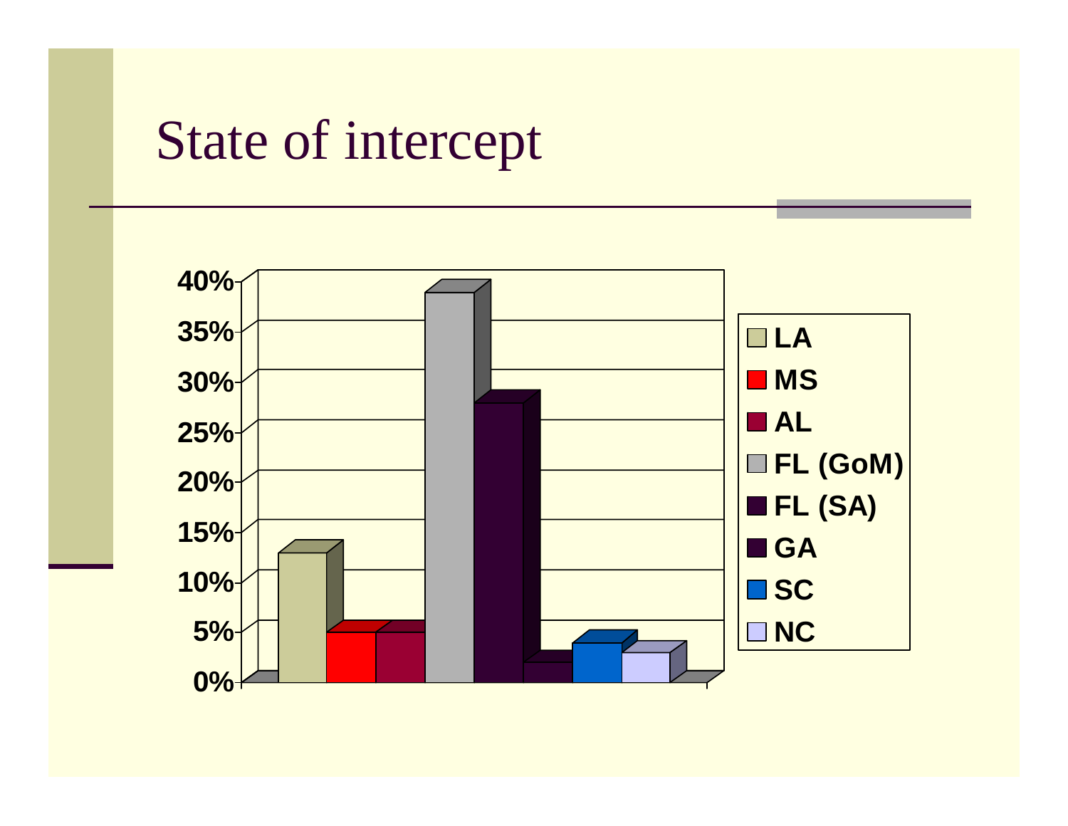# State of intercept

| State | Percent |
|---|---|
| LA | ~12.5% |
| MS | ~4.5% |
| AL | ~4.5% |
| FL (GoM) | ~38.5% |
| FL (SA) | ~27.5% |
| GA | ~1.5% |
| SC | ~3.5% |
| NC | ~2.5% |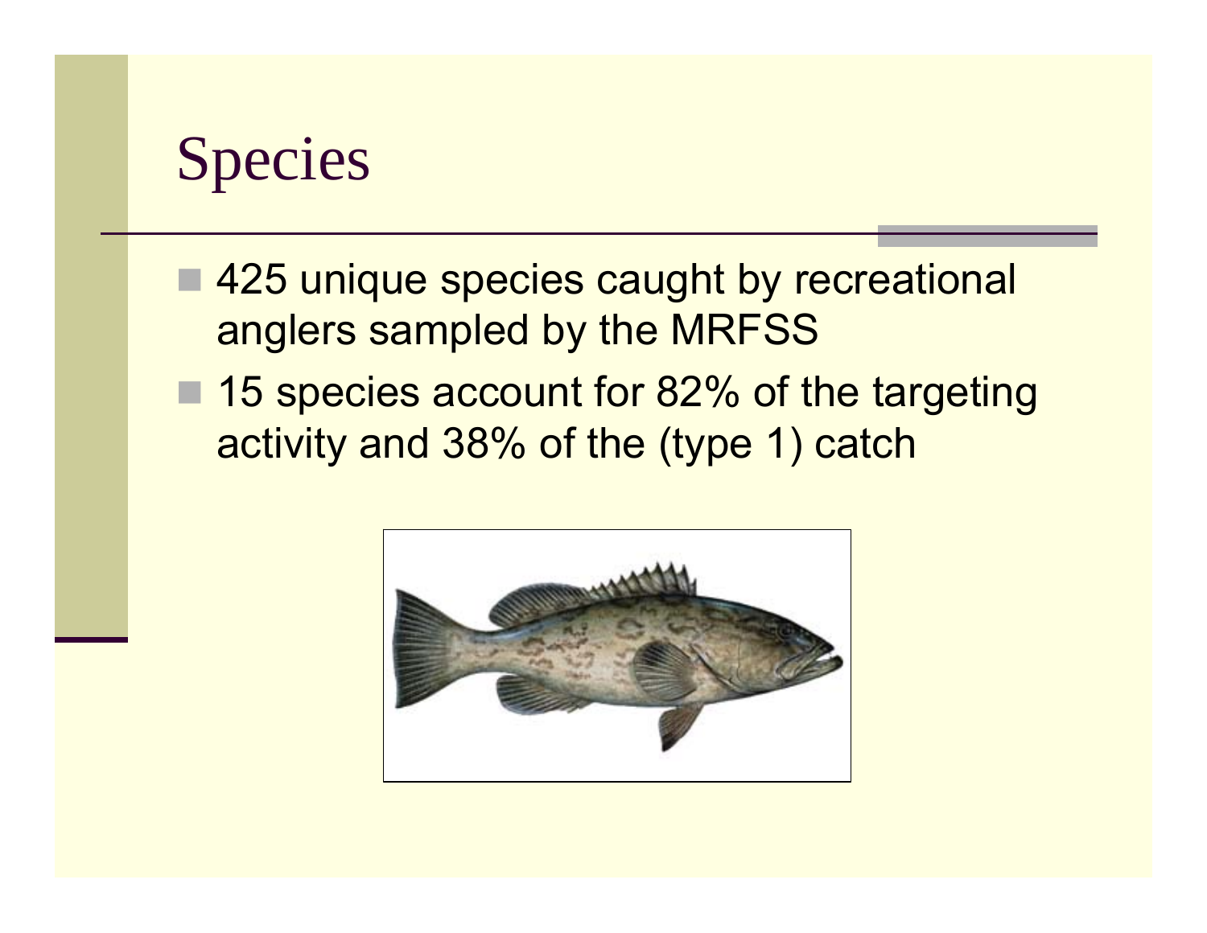# Species

- 425 unique species caught by recreational anglers sampled by the MRFSS
- 15 species account for 82% of the targeting activity and 38% of the (type 1) catch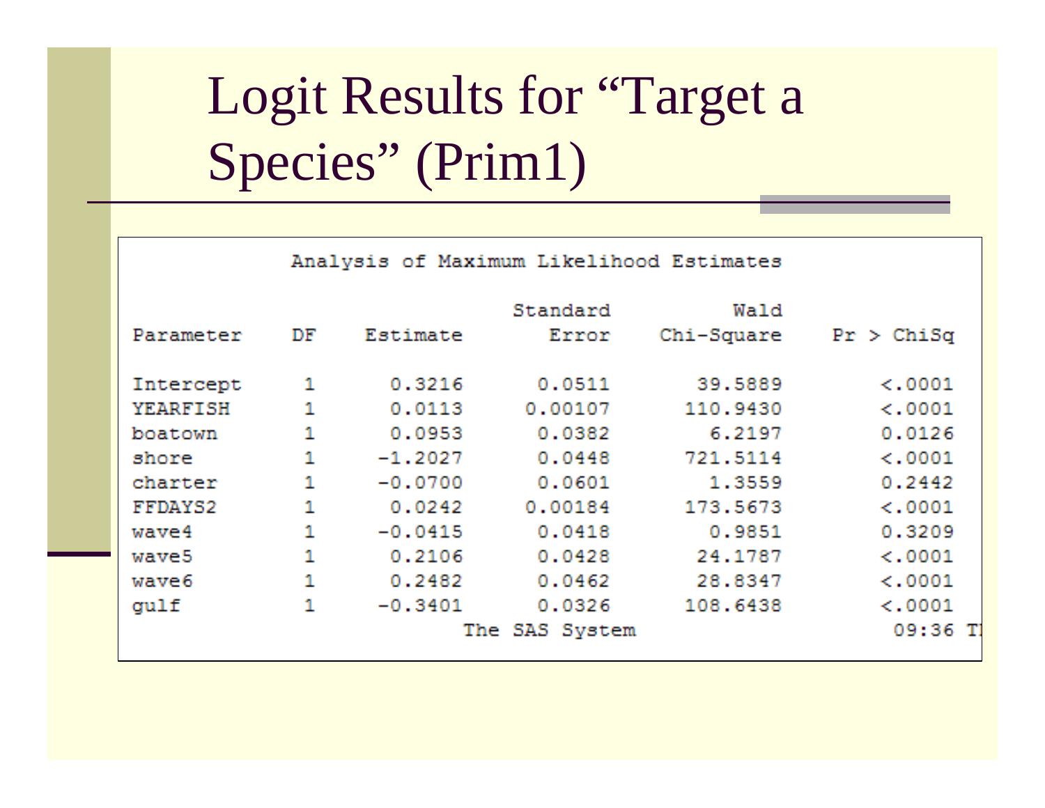# Logit Results for "Target a Species" (Prim1)

Analysis of Maximum Likelihood Estimates

| Parameter | DF | Estimate | Standard Error | Wald Chi-Square | Pr > ChiSq |
|---|---|---|---|---|---|
| Intercept | 1 | 0.3216 | 0.0511 | 39.5889 | <.0001 |
| YEARFISH | 1 | 0.0113 | 0.00107 | 110.9430 | <.0001 |
| boatown | 1 | 0.0953 | 0.0382 | 6.2197 | 0.0126 |
| shore | 1 | -1.2027 | 0.0448 | 721.5114 | <.0001 |
| charter | 1 | -0.0700 | 0.0601 | 1.3559 | 0.2442 |
| FFDAYS2 | 1 | 0.0242 | 0.00184 | 173.5673 | <.0001 |
| wave4 | 1 | -0.0415 | 0.0418 | 0.9851 | 0.3209 |
| wave5 | 1 | 0.2106 | 0.0428 | 24.1787 | <.0001 |
| wave6 | 1 | 0.2482 | 0.0462 | 28.8347 | <.0001 |
| gulf | 1 | -0.3401 | 0.0326 | 108.6438 | <.0001 |

The SAS System 09:36 T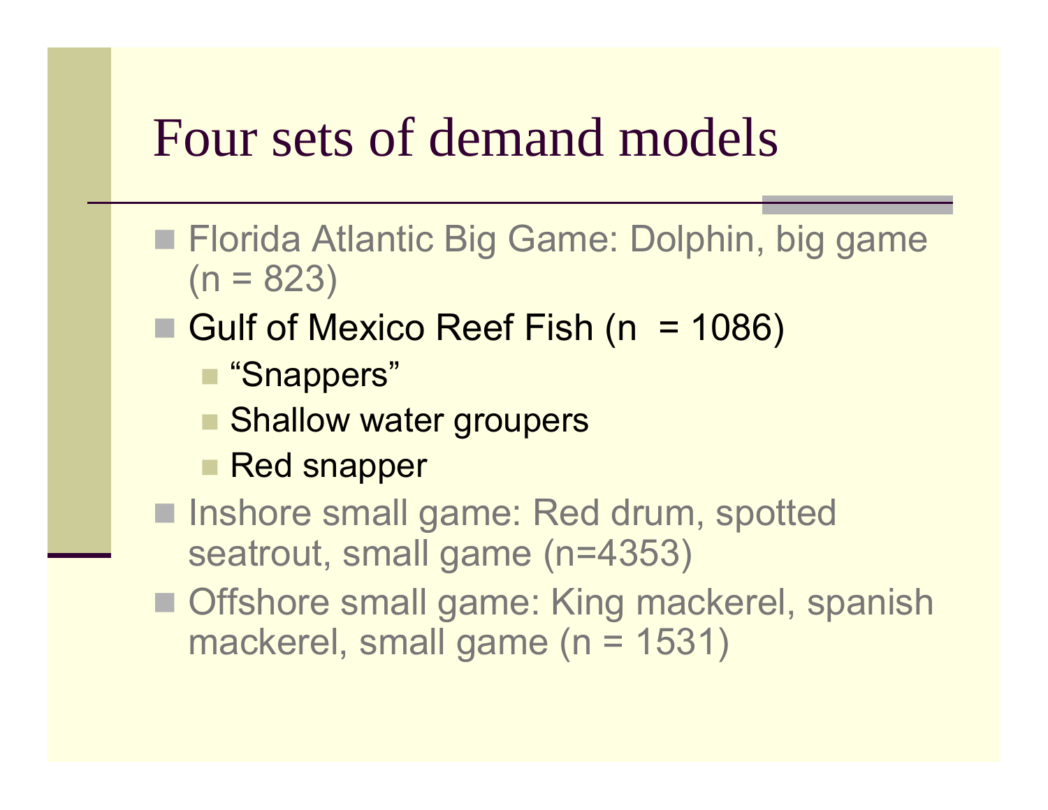# Four sets of demand models

- Florida Atlantic Big Game: Dolphin, big game (n = 823)
- Gulf of Mexico Reef Fish (n  = 1086)
  - "Snappers"
  - Shallow water groupers
  - Red snapper
- Inshore small game: Red drum, spotted seatrout, small game (n=4353)
- Offshore small game: King mackerel, spanish mackerel, small game (n = 1531)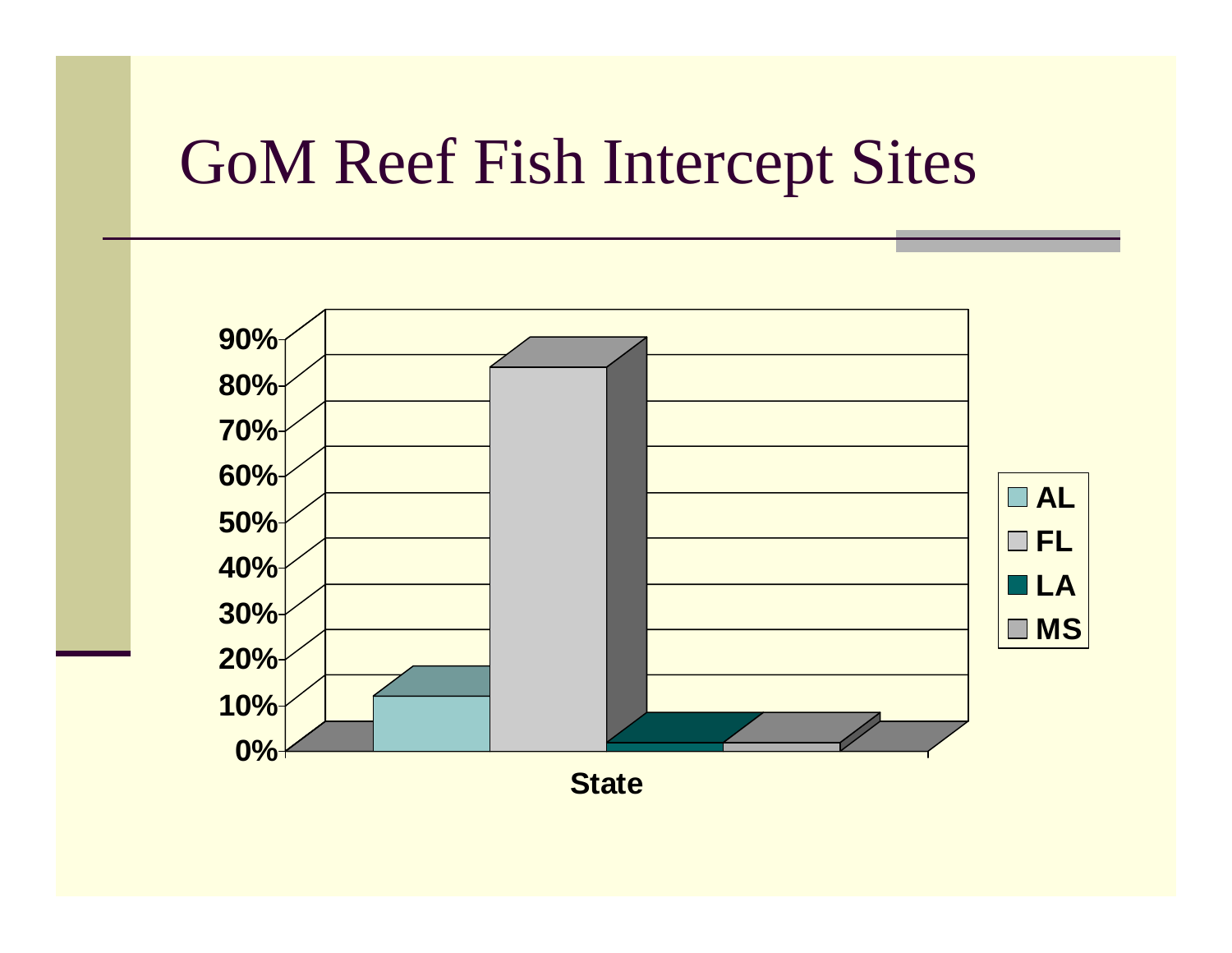# GoM Reef Fish Intercept Sites

90%
80%
70%
60%
50%
40%
30%
20%
10%
0%

State

- AL
- FL
- LA
- MS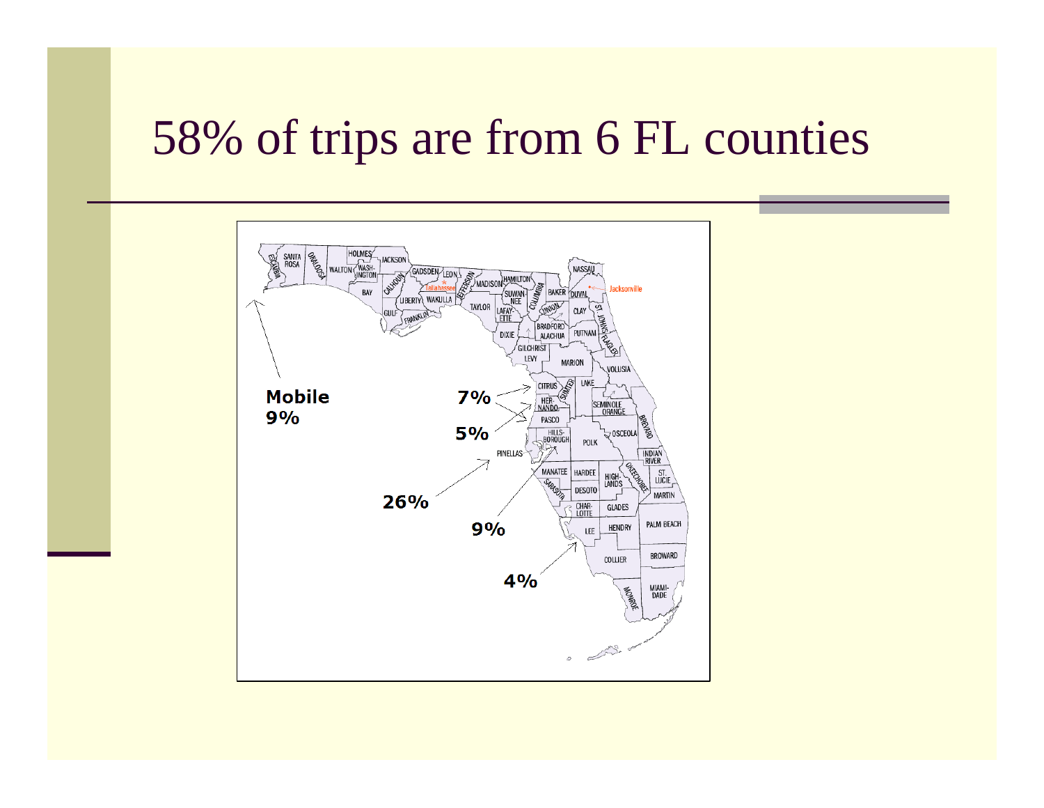# 58% of trips are from 6 FL counties

Mobile 9%

7%

5%

26%

9%

4%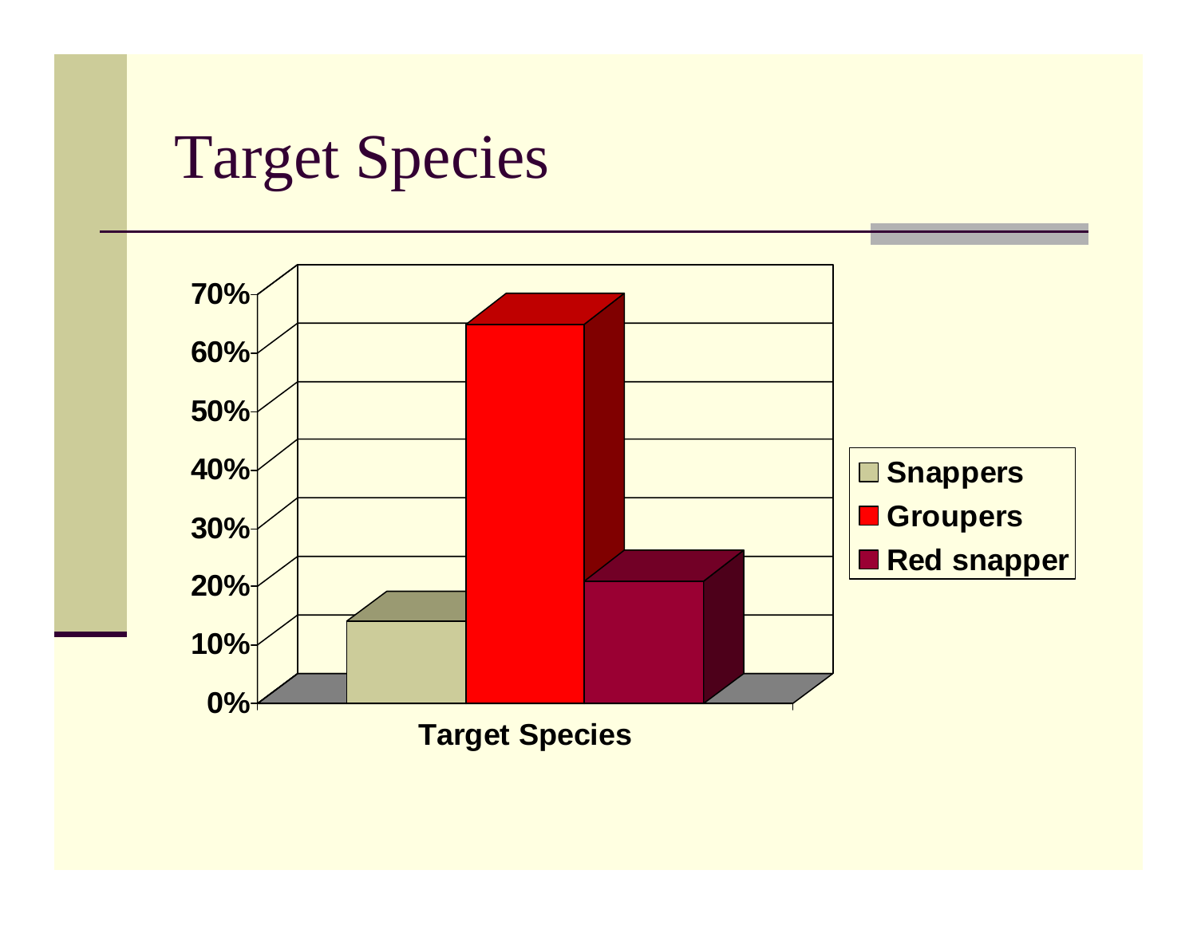# Target Species

| Target Species | Percentage |
|---|---|
| Snappers | ~14% |
| Groupers | ~64% |
| Red snapper | ~21% |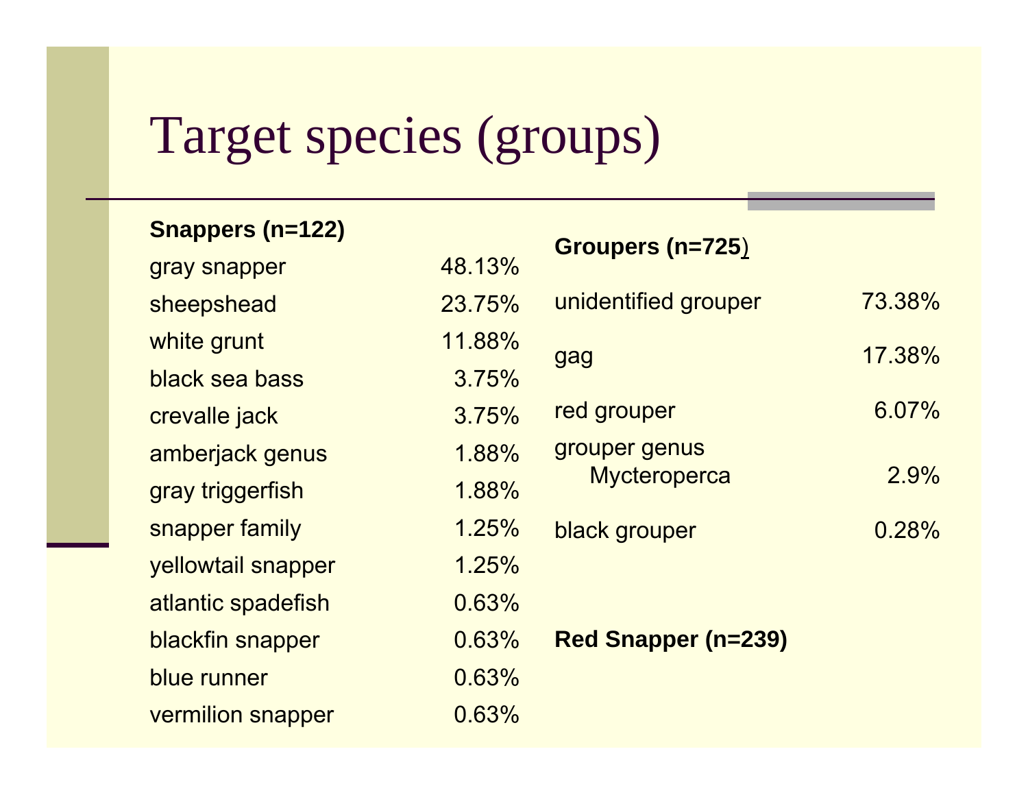# Target species (groups)

**Snappers (n=122)**

| | |
|---|---|
| gray snapper | 48.13% |
| sheepshead | 23.75% |
| white grunt | 11.88% |
| black sea bass | 3.75% |
| crevalle jack | 3.75% |
| amberjack genus | 1.88% |
| gray triggerfish | 1.88% |
| snapper family | 1.25% |
| yellowtail snapper | 1.25% |
| atlantic spadefish | 0.63% |
| blackfin snapper | 0.63% |
| blue runner | 0.63% |
| vermilion snapper | 0.63% |

**Groupers (n=725)**

| | |
|---|---|
| unidentified grouper | 73.38% |
| gag | 17.38% |
| red grouper | 6.07% |
| grouper genus Mycteroperca | 2.9% |
| black grouper | 0.28% |

**Red Snapper (n=239)**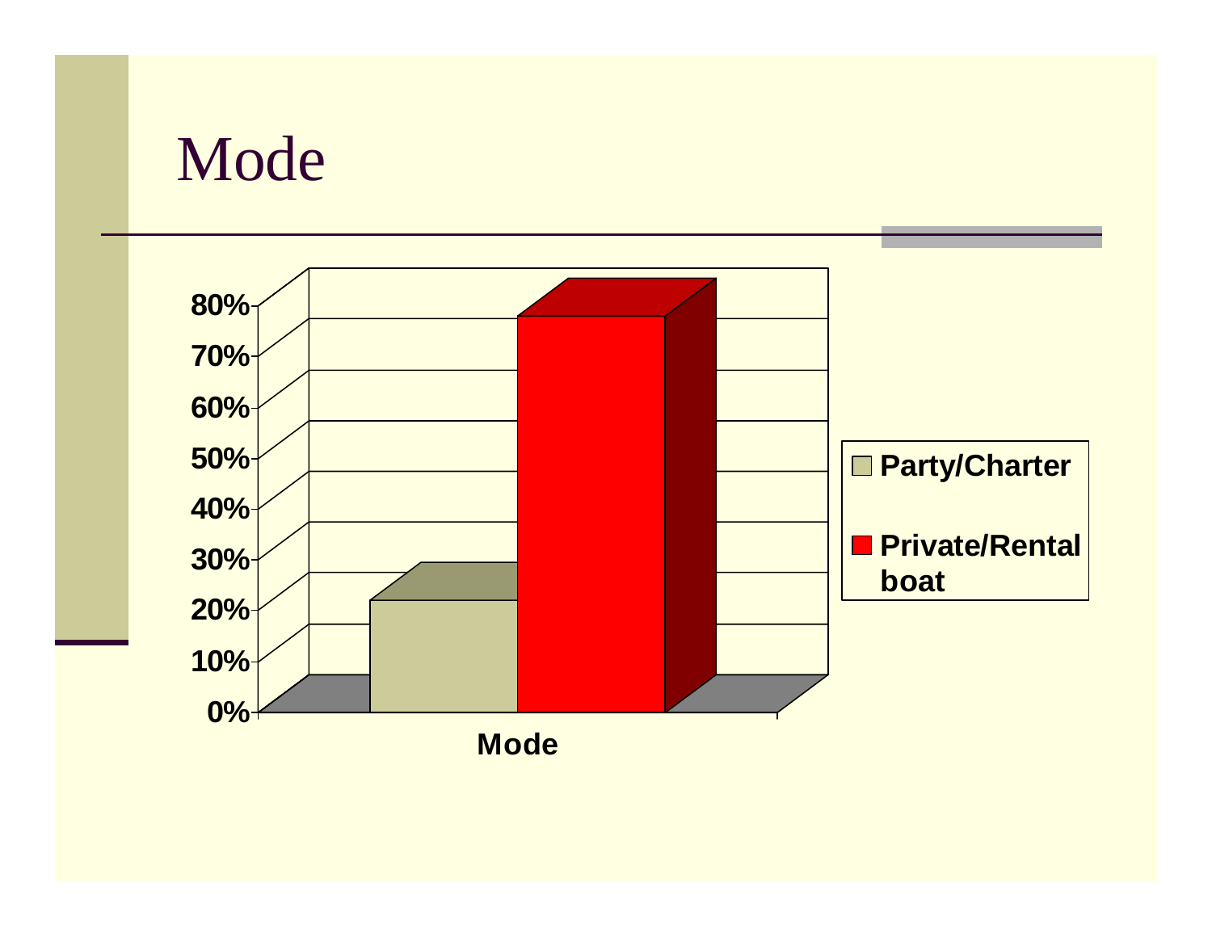# Mode

| Mode | Percent |
|---|---|
| Party/Charter | ~22% |
| Private/Rental boat | ~78% |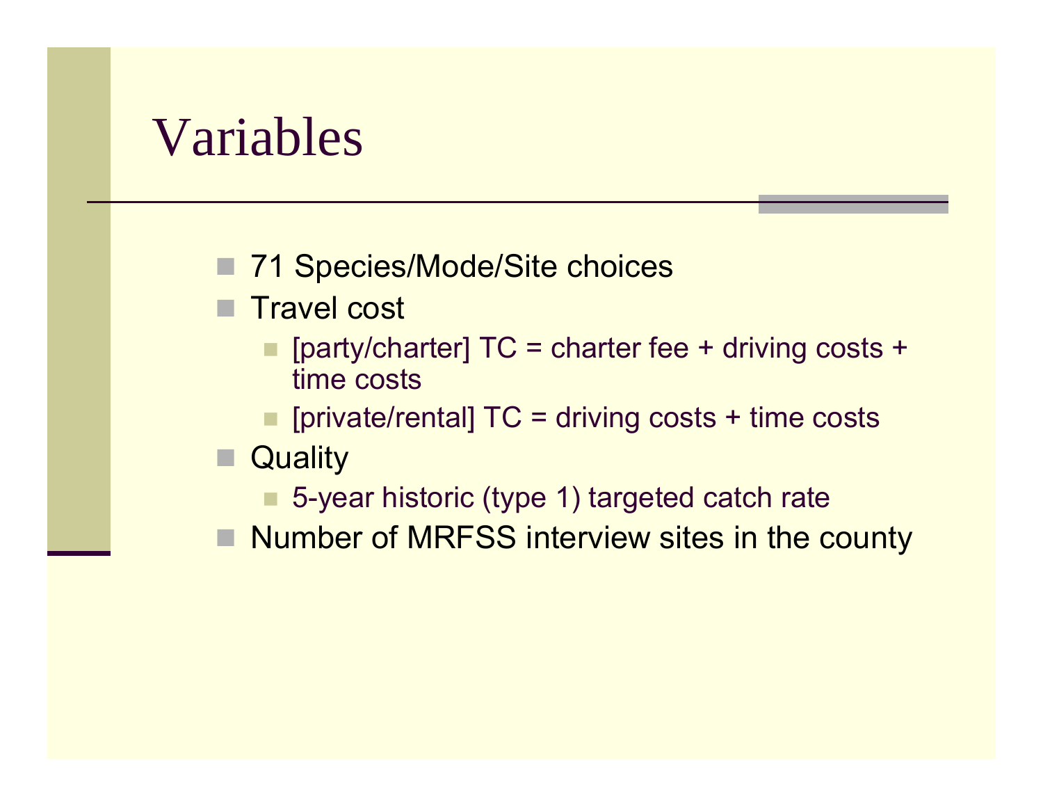# Variables

- 71 Species/Mode/Site choices
- Travel cost
  - [party/charter] TC = charter fee + driving costs + time costs
  - [private/rental] TC = driving costs + time costs
- Quality
  - 5-year historic (type 1) targeted catch rate
- Number of MRFSS interview sites in the county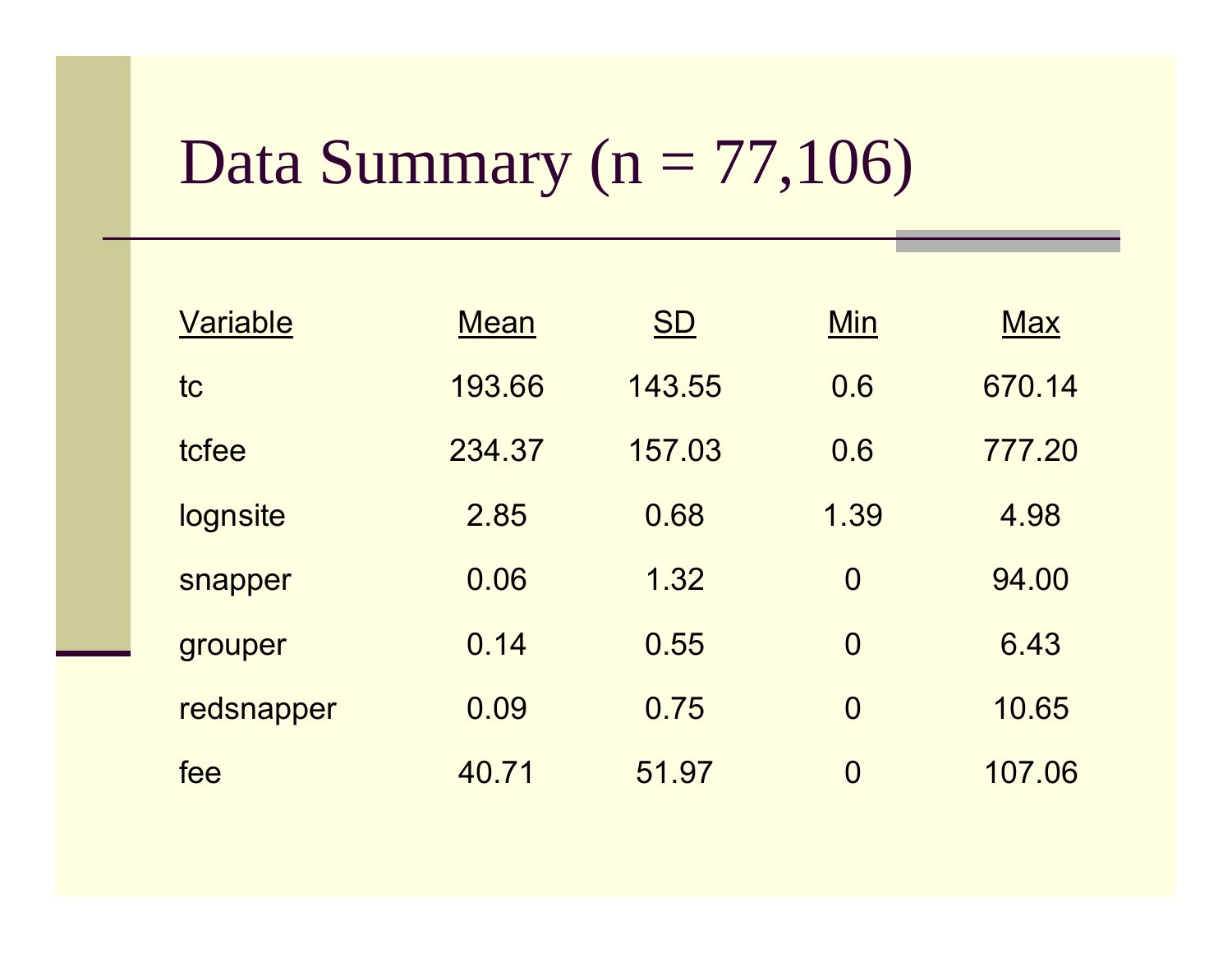# Data Summary (n = 77,106)

| Variable | Mean | SD | Min | Max |
|---|---|---|---|---|
| tc | 193.66 | 143.55 | 0.6 | 670.14 |
| tcfee | 234.37 | 157.03 | 0.6 | 777.20 |
| lognsite | 2.85 | 0.68 | 1.39 | 4.98 |
| snapper | 0.06 | 1.32 | 0 | 94.00 |
| grouper | 0.14 | 0.55 | 0 | 6.43 |
| redsnapper | 0.09 | 0.75 | 0 | 10.65 |
| fee | 40.71 | 51.97 | 0 | 107.06 |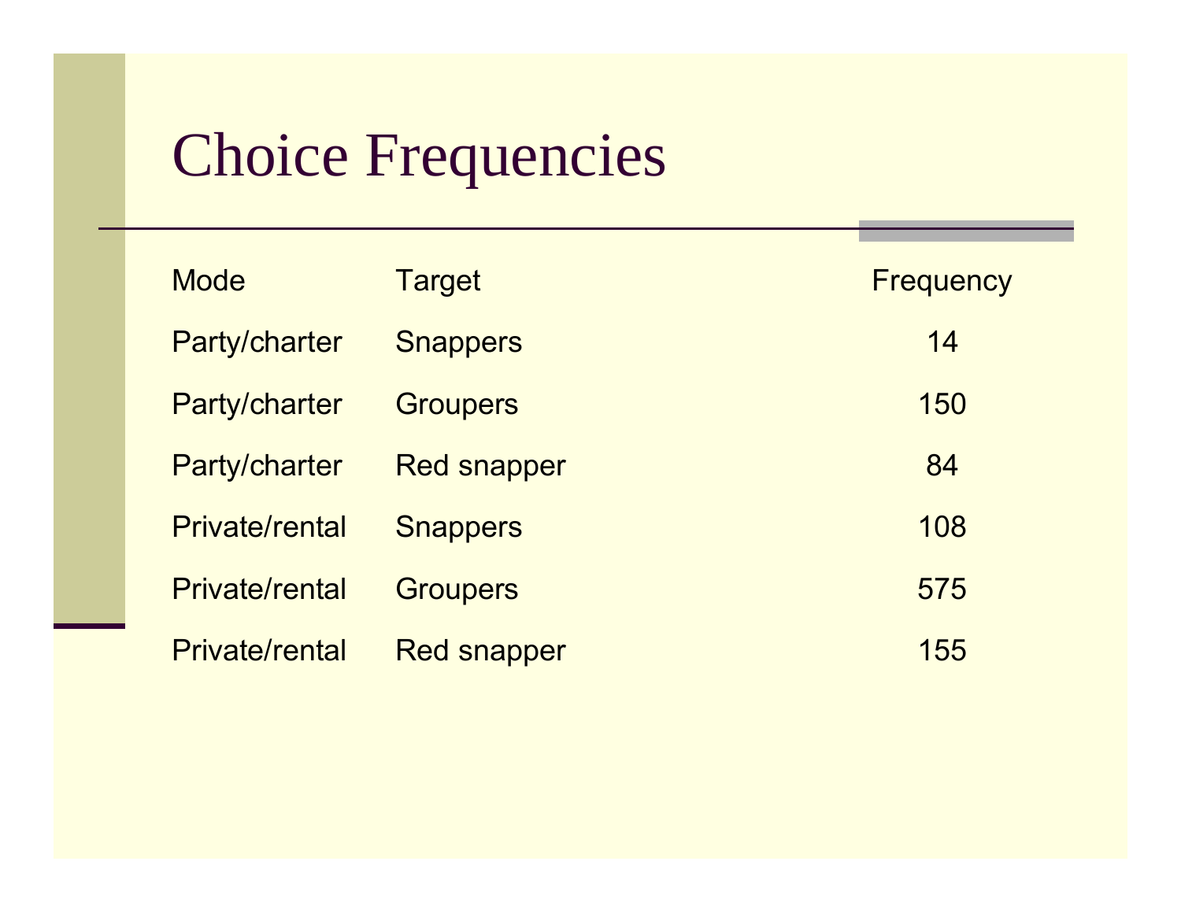# Choice Frequencies

| Mode | Target | Frequency |
|---|---|---|
| Party/charter | Snappers | 14 |
| Party/charter | Groupers | 150 |
| Party/charter | Red snapper | 84 |
| Private/rental | Snappers | 108 |
| Private/rental | Groupers | 575 |
| Private/rental | Red snapper | 155 |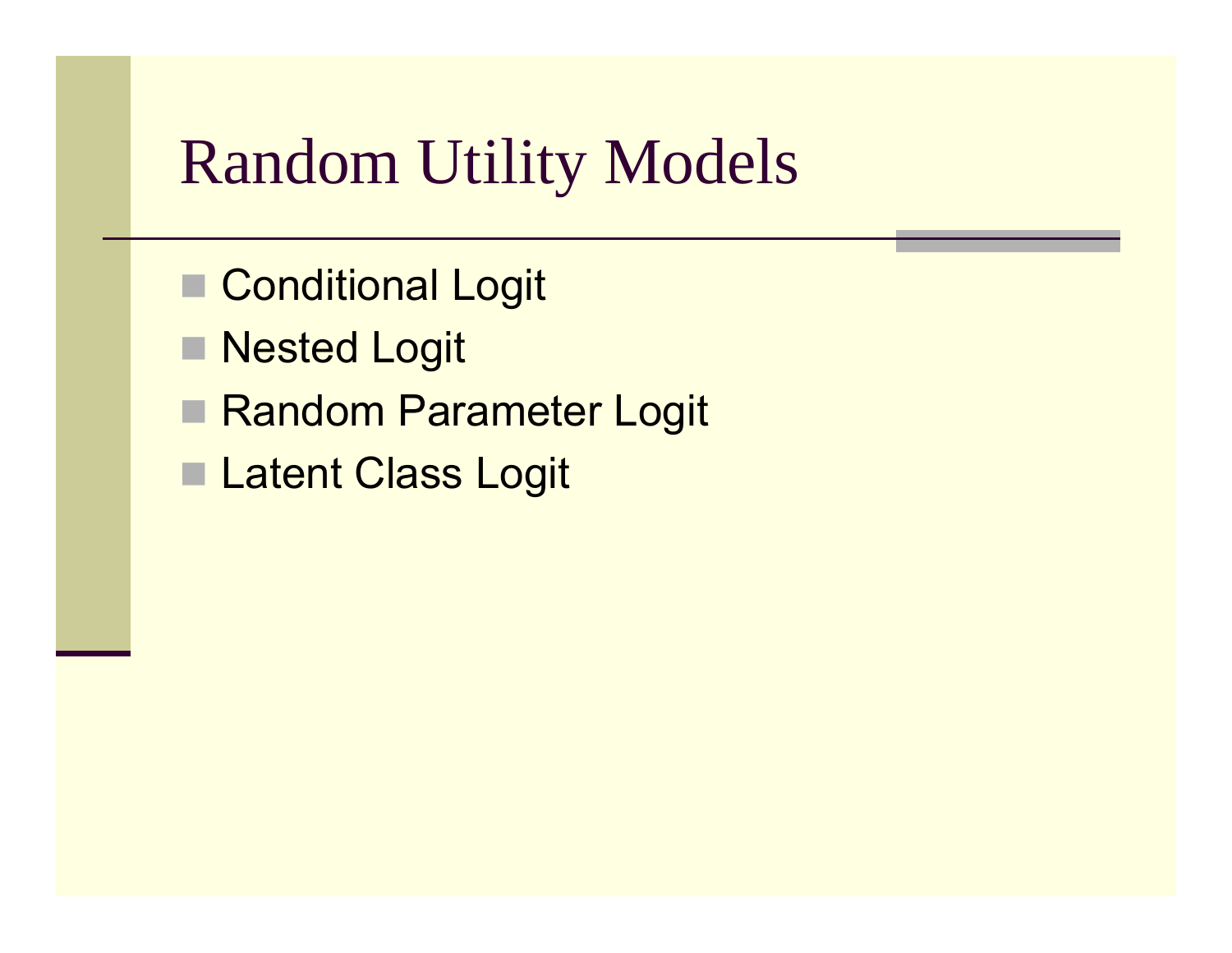# Random Utility Models

- Conditional Logit
- Nested Logit
- Random Parameter Logit
- Latent Class Logit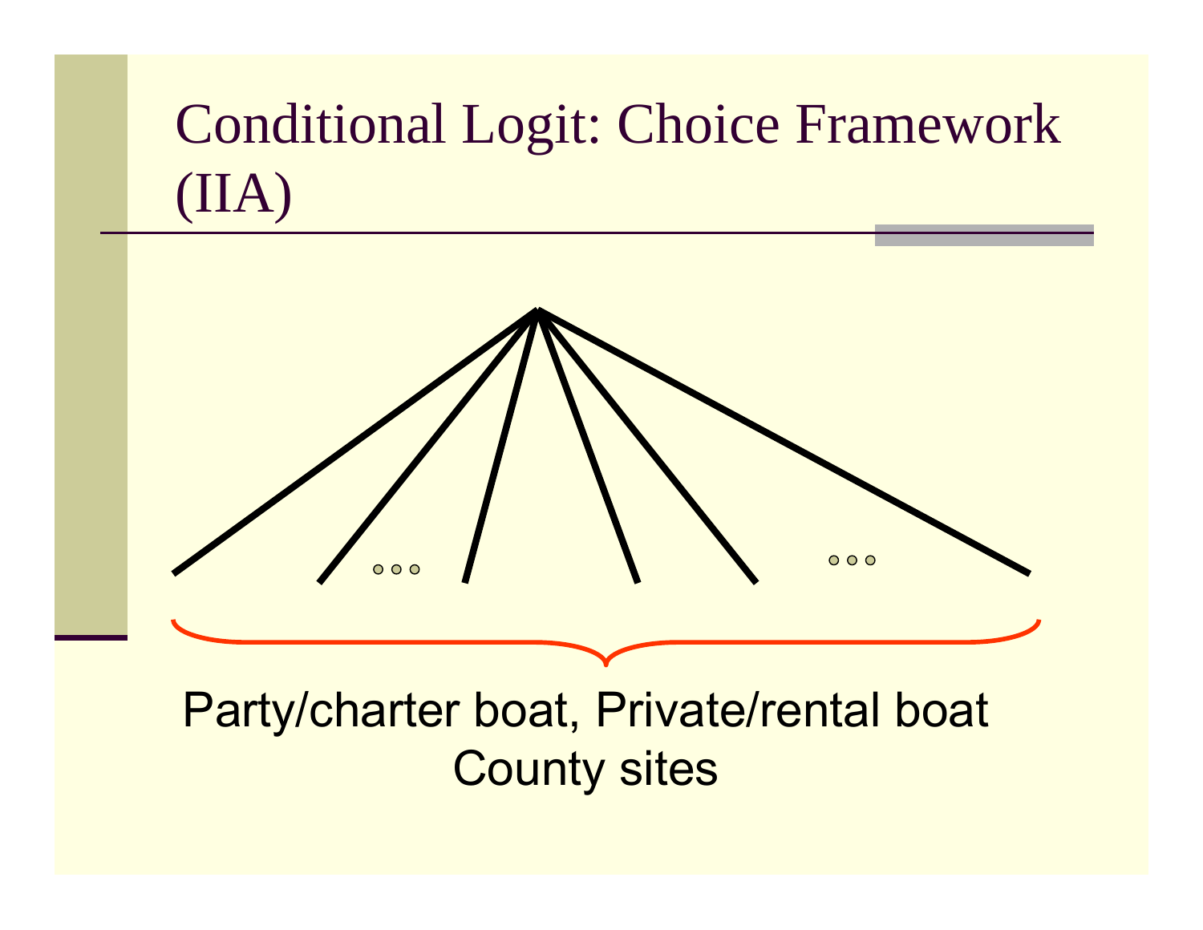# Conditional Logit: Choice Framework (IIA)

Party/charter boat, Private/rental boat
County sites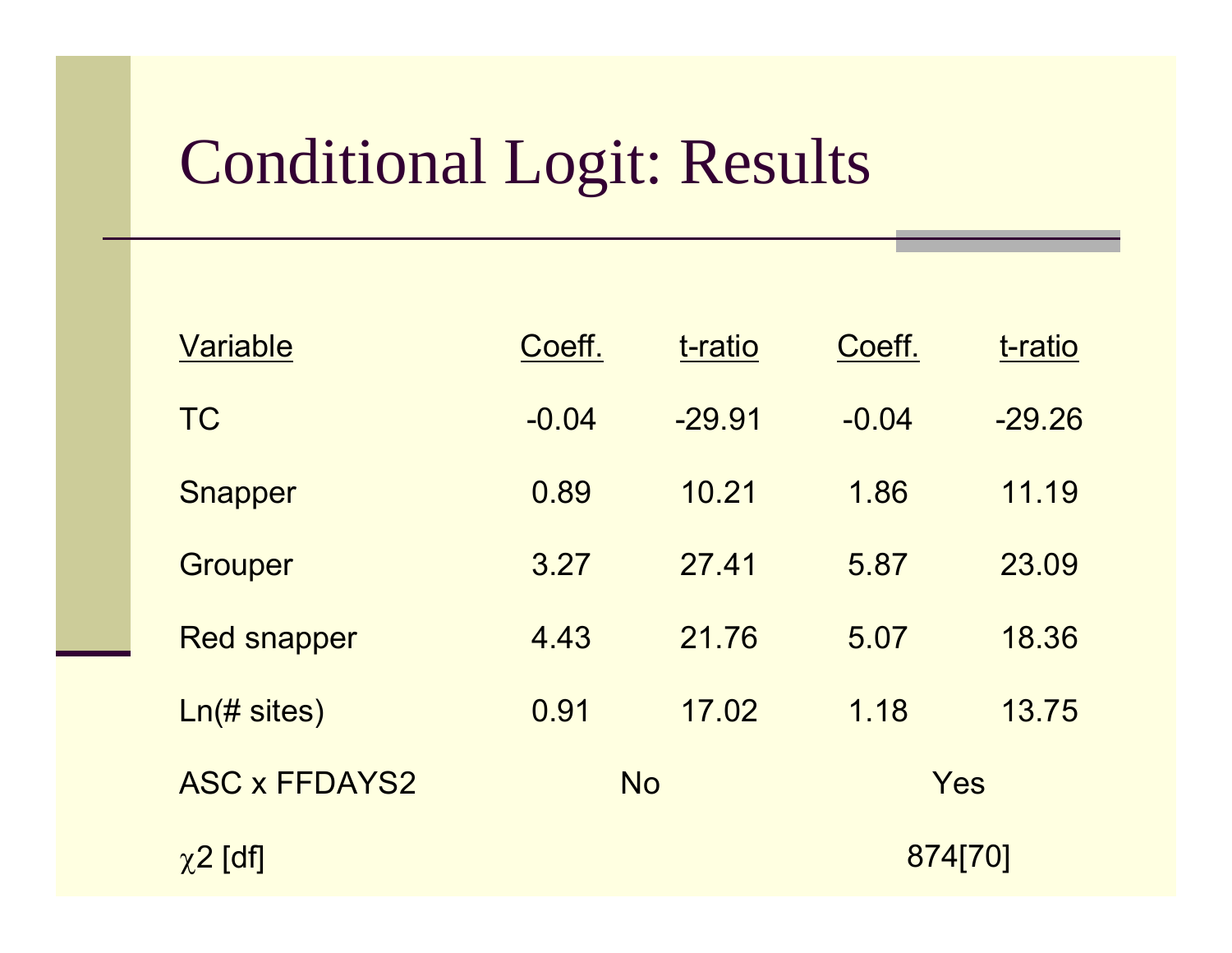# Conditional Logit: Results

| Variable | Coeff. | t-ratio | Coeff. | t-ratio |
|---|---|---|---|---|
| TC | -0.04 | -29.91 | -0.04 | -29.26 |
| Snapper | 0.89 | 10.21 | 1.86 | 11.19 |
| Grouper | 3.27 | 27.41 | 5.87 | 23.09 |
| Red snapper | 4.43 | 21.76 | 5.07 | 18.36 |
| Ln(# sites) | 0.91 | 17.02 | 1.18 | 13.75 |
| ASC x FFDAYS2 | No | | Yes | |
| $\chi 2$ [df] | | | 874[70] | |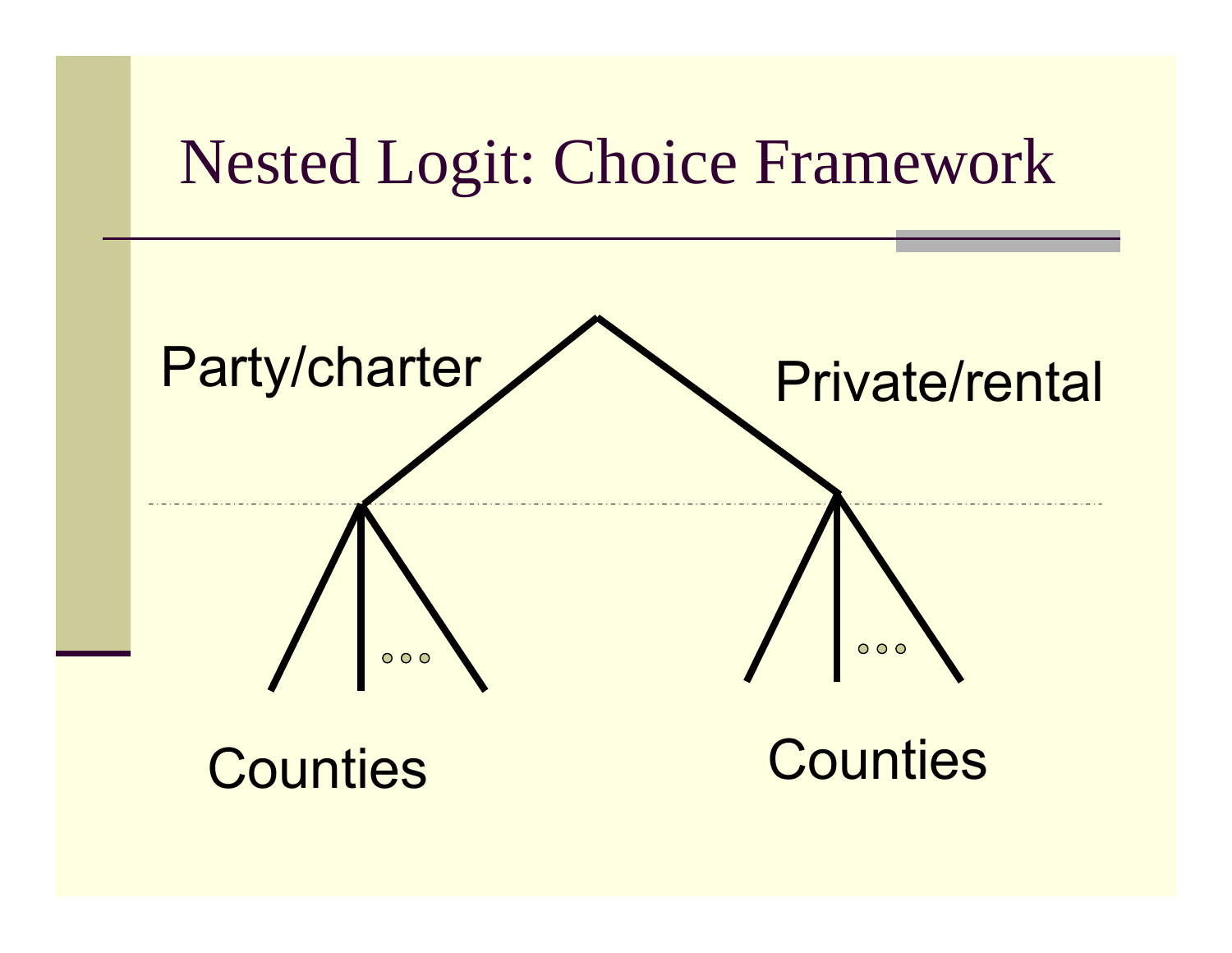# Nested Logit: Choice Framework

Party/charter

Private/rental

Counties

Counties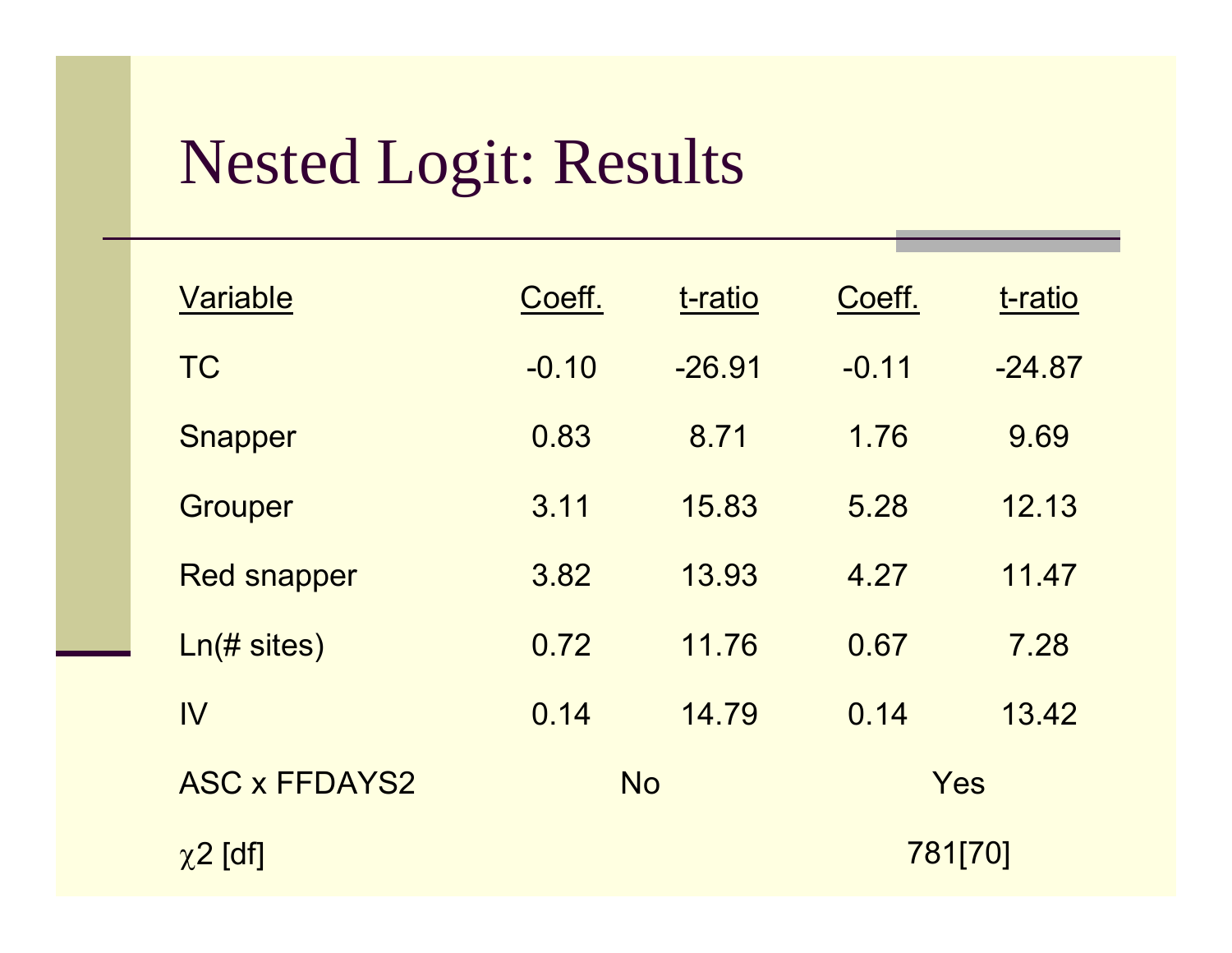# Nested Logit: Results

| Variable | Coeff. | t-ratio | Coeff. | t-ratio |
|---|---|---|---|---|
| TC | -0.10 | -26.91 | -0.11 | -24.87 |
| Snapper | 0.83 | 8.71 | 1.76 | 9.69 |
| Grouper | 3.11 | 15.83 | 5.28 | 12.13 |
| Red snapper | 3.82 | 13.93 | 4.27 | 11.47 |
| Ln(# sites) | 0.72 | 11.76 | 0.67 | 7.28 |
| IV | 0.14 | 14.79 | 0.14 | 13.42 |
| ASC x FFDAYS2 | No | | Yes | |
| $\chi^2$ [df] | | | 781[70] | |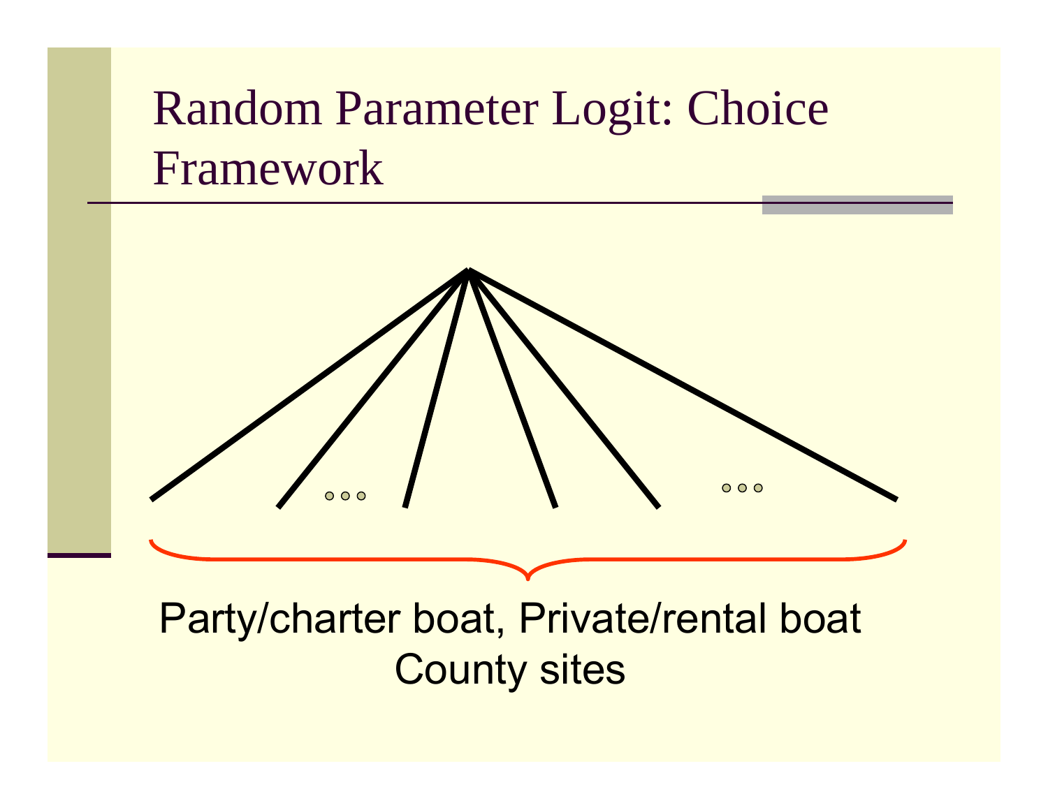# Random Parameter Logit: Choice Framework

Party/charter boat, Private/rental boat
County sites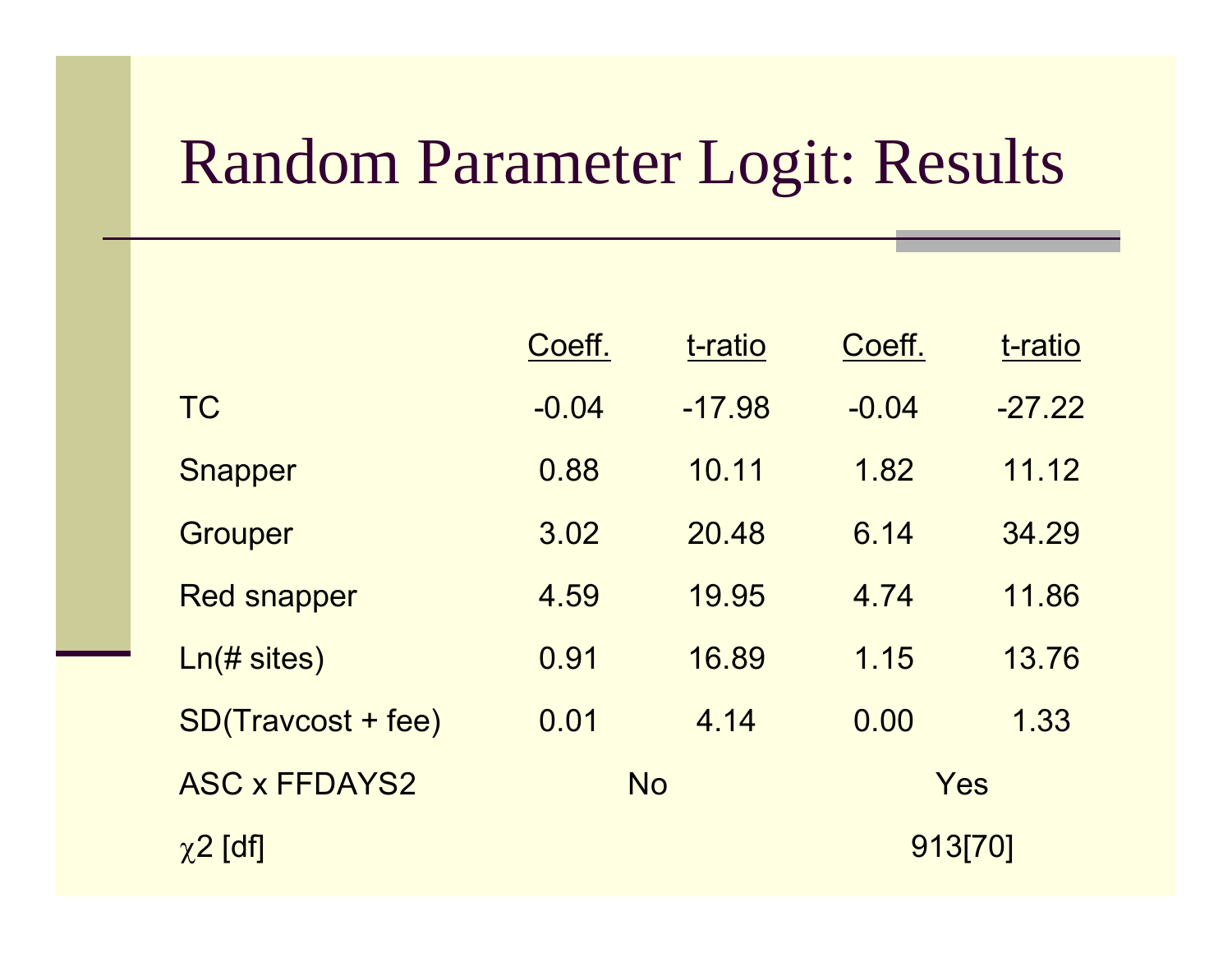# Random Parameter Logit: Results

| | Coeff. | t-ratio | Coeff. | t-ratio |
|---|---|---|---|---|
| TC | -0.04 | -17.98 | -0.04 | -27.22 |
| Snapper | 0.88 | 10.11 | 1.82 | 11.12 |
| Grouper | 3.02 | 20.48 | 6.14 | 34.29 |
| Red snapper | 4.59 | 19.95 | 4.74 | 11.86 |
| Ln(# sites) | 0.91 | 16.89 | 1.15 | 13.76 |
| SD(Travcost + fee) | 0.01 | 4.14 | 0.00 | 1.33 |
| ASC x FFDAYS2 | No | | Yes | |
| $\chi 2$ [df] | | | 913[70] | |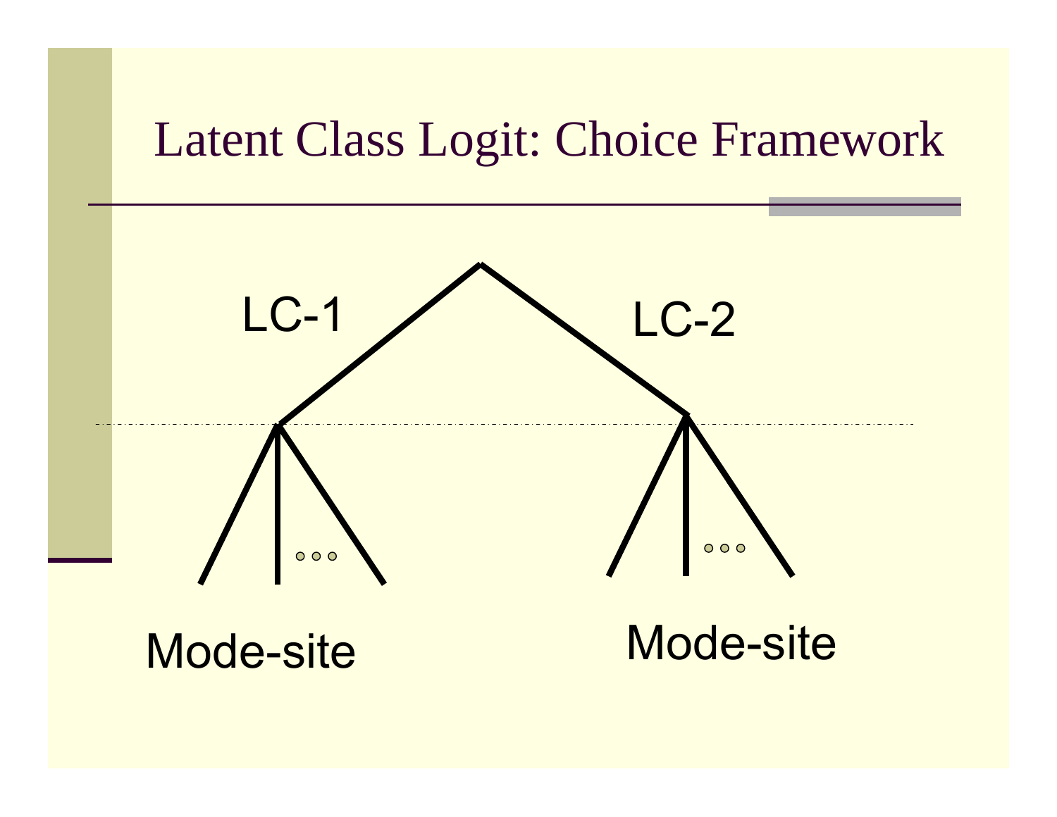# Latent Class Logit: Choice Framework

LC-1

LC-2

Mode-site

Mode-site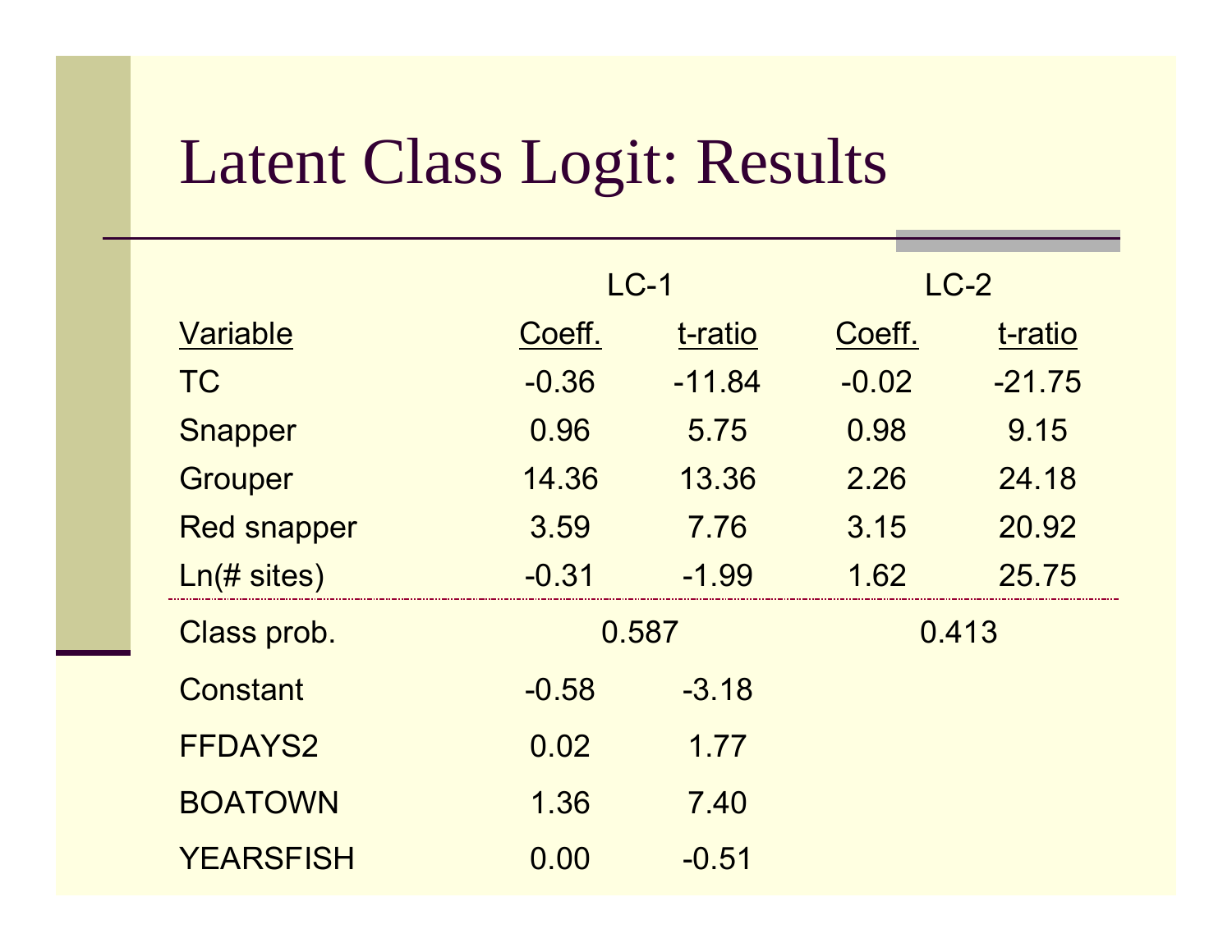# Latent Class Logit: Results

| | LC-1 | | LC-2 | |
|---|---|---|---|---|
| Variable | Coeff. | t-ratio | Coeff. | t-ratio |
| TC | -0.36 | -11.84 | -0.02 | -21.75 |
| Snapper | 0.96 | 5.75 | 0.98 | 9.15 |
| Grouper | 14.36 | 13.36 | 2.26 | 24.18 |
| Red snapper | 3.59 | 7.76 | 3.15 | 20.92 |
| Ln(# sites) | -0.31 | -1.99 | 1.62 | 25.75 |
| Class prob. | 0.587 | | 0.413 | |
| Constant | -0.58 | -3.18 | | |
| FFDAYS2 | 0.02 | 1.77 | | |
| BOATOWN | 1.36 | 7.40 | | |
| YEARSFISH | 0.00 | -0.51 | | |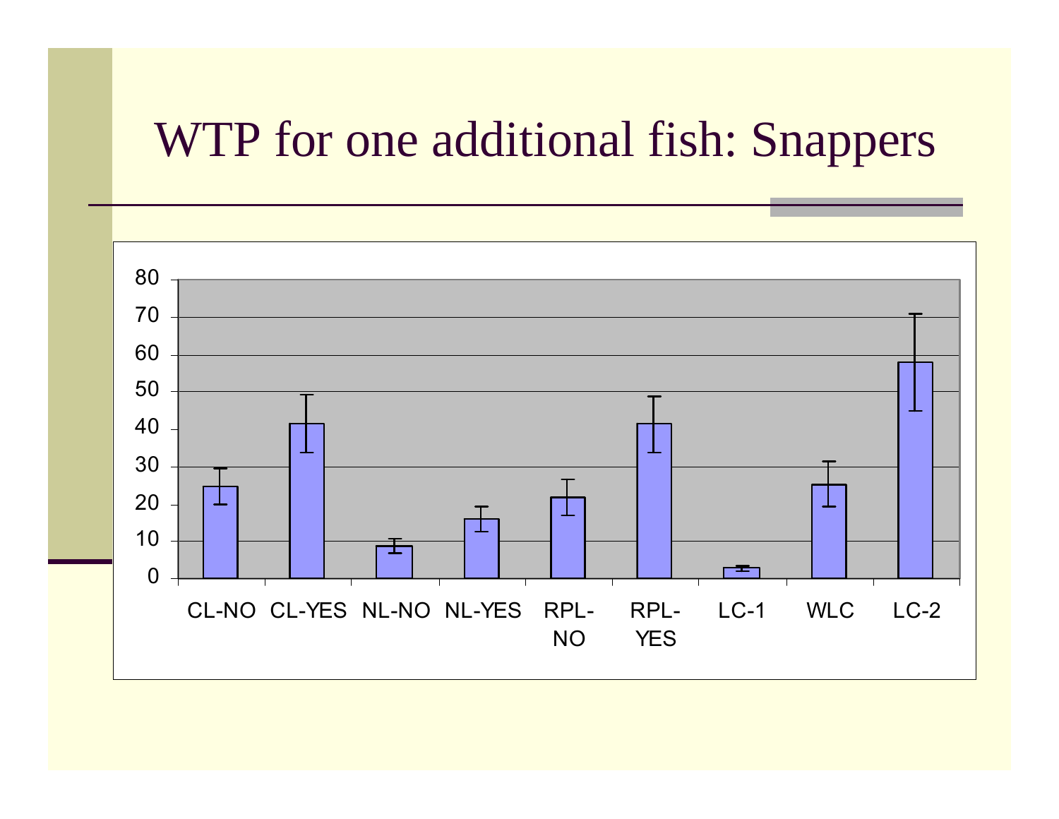# WTP for one additional fish: Snappers

| Model | WTP |
| --- | --- |
| CL-NO | 24.7 |
| CL-YES | 41.5 |
| NL-NO | 8.7 |
| NL-YES | 16 |
| RPL-NO | 21.8 |
| RPL-YES | 41.5 |
| LC-1 | 2.9 |
| WLC | 25.2 |
| LC-2 | 58 |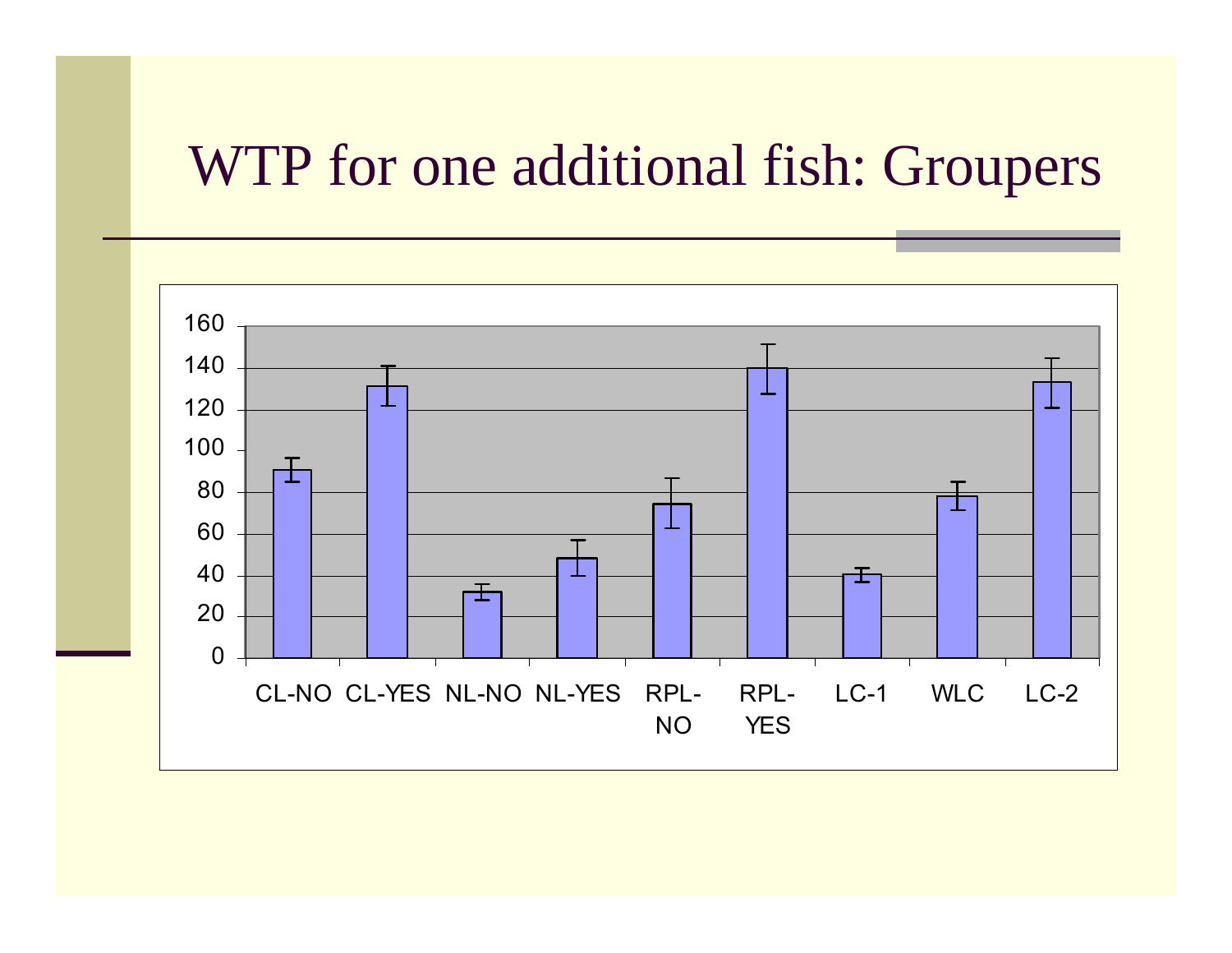# WTP for one additional fish: Groupers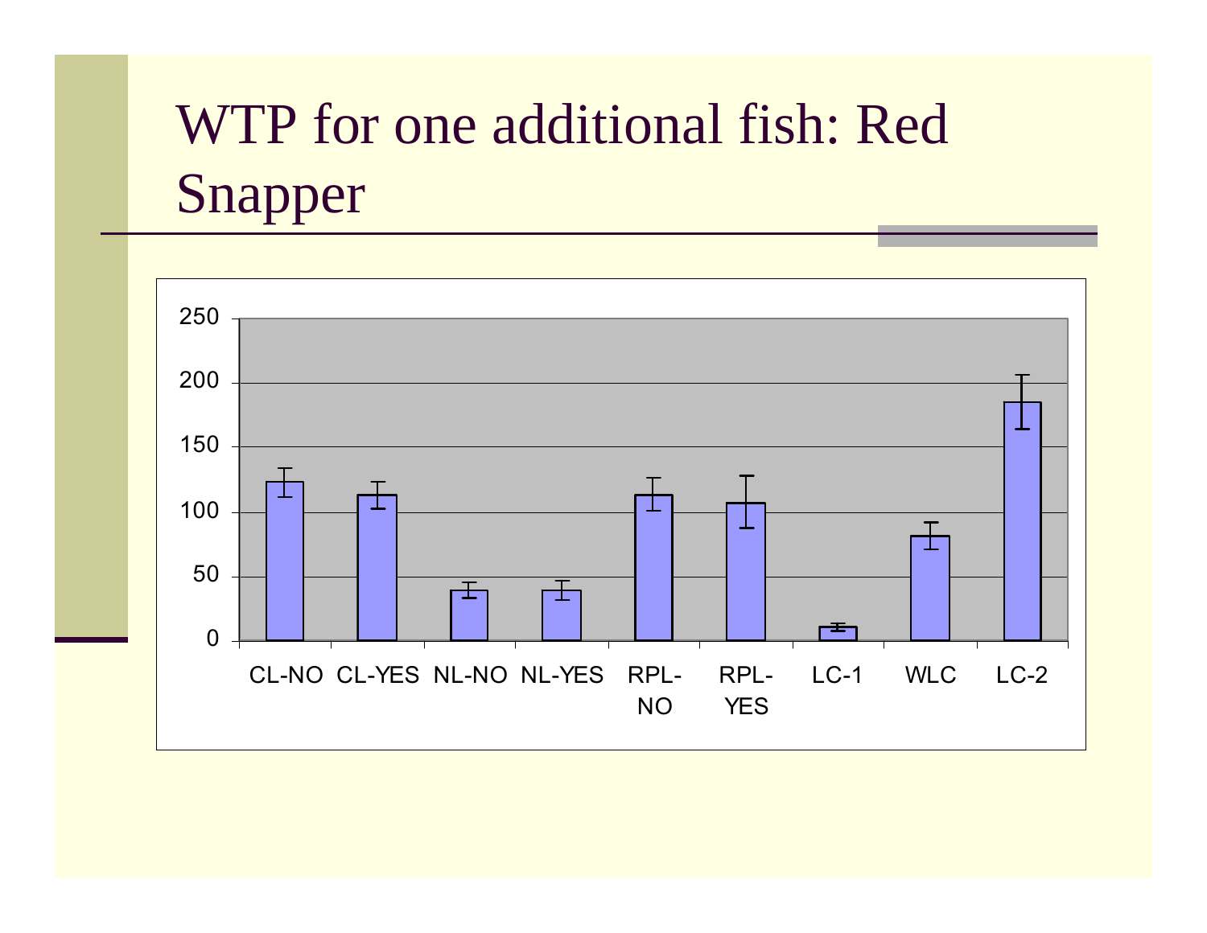# WTP for one additional fish: Red Snapper

| Category | Value (approx.) |
|---|---|
| CL-NO | 123 |
| CL-YES | 113 |
| NL-NO | 39 |
| NL-YES | 39 |
| RPL-NO | 113 |
| RPL-YES | 107 |
| LC-1 | 11 |
| WLC | 81 |
| LC-2 | 185 |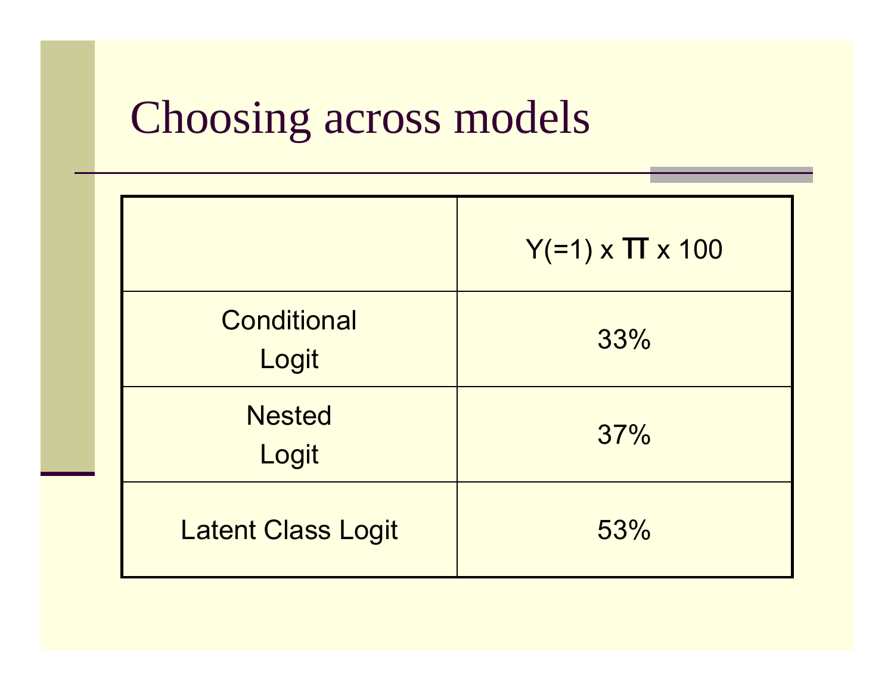# Choosing across models

| | Y(=1) x $\pi$ x 100 |
|---|---|
| Conditional Logit | 33% |
| Nested Logit | 37% |
| Latent Class Logit | 53% |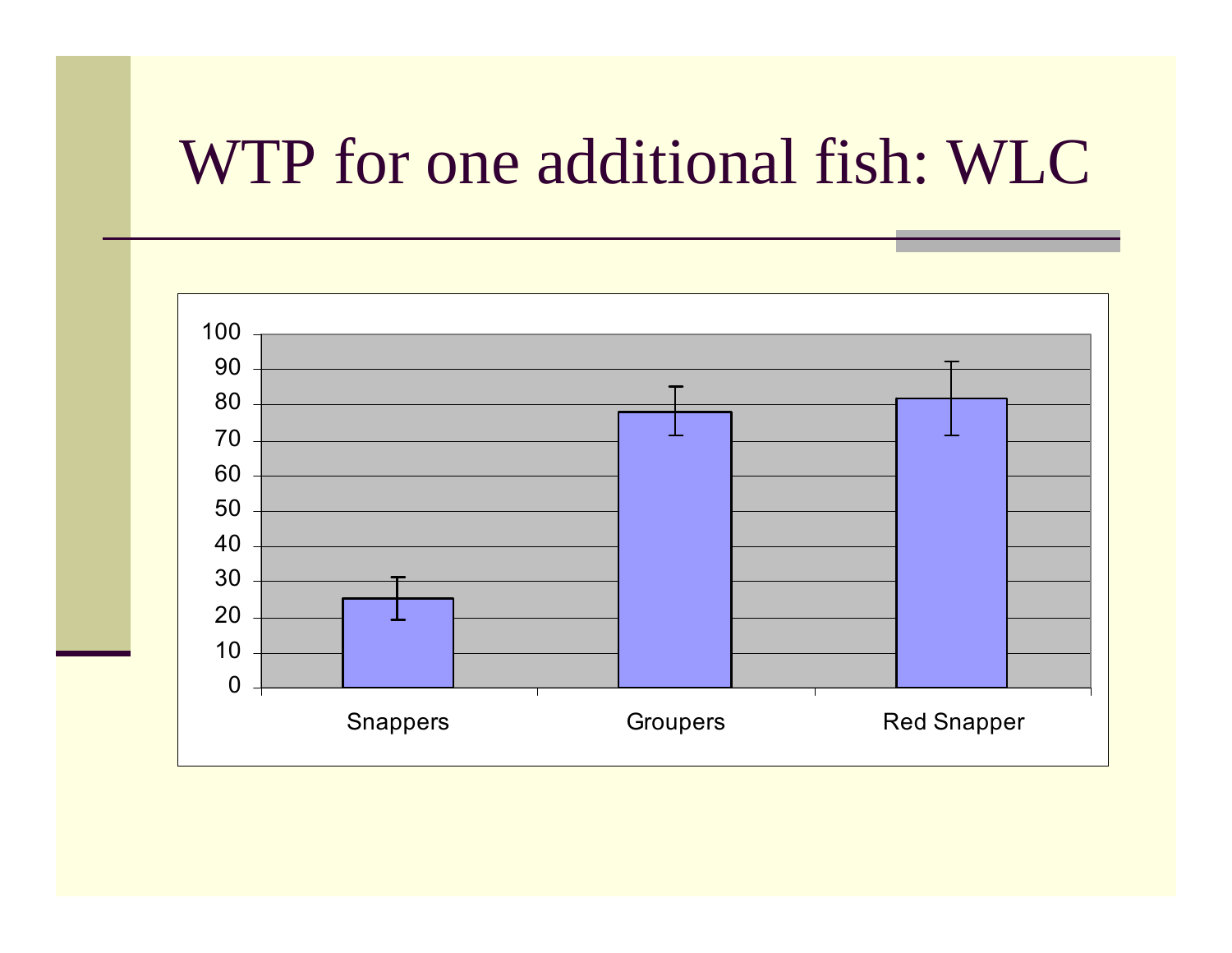# WTP for one additional fish: WLC

| | Snappers | Groupers | Red Snapper |
|---|---|---|---|
| WTP | ~25 | ~78 | ~82 |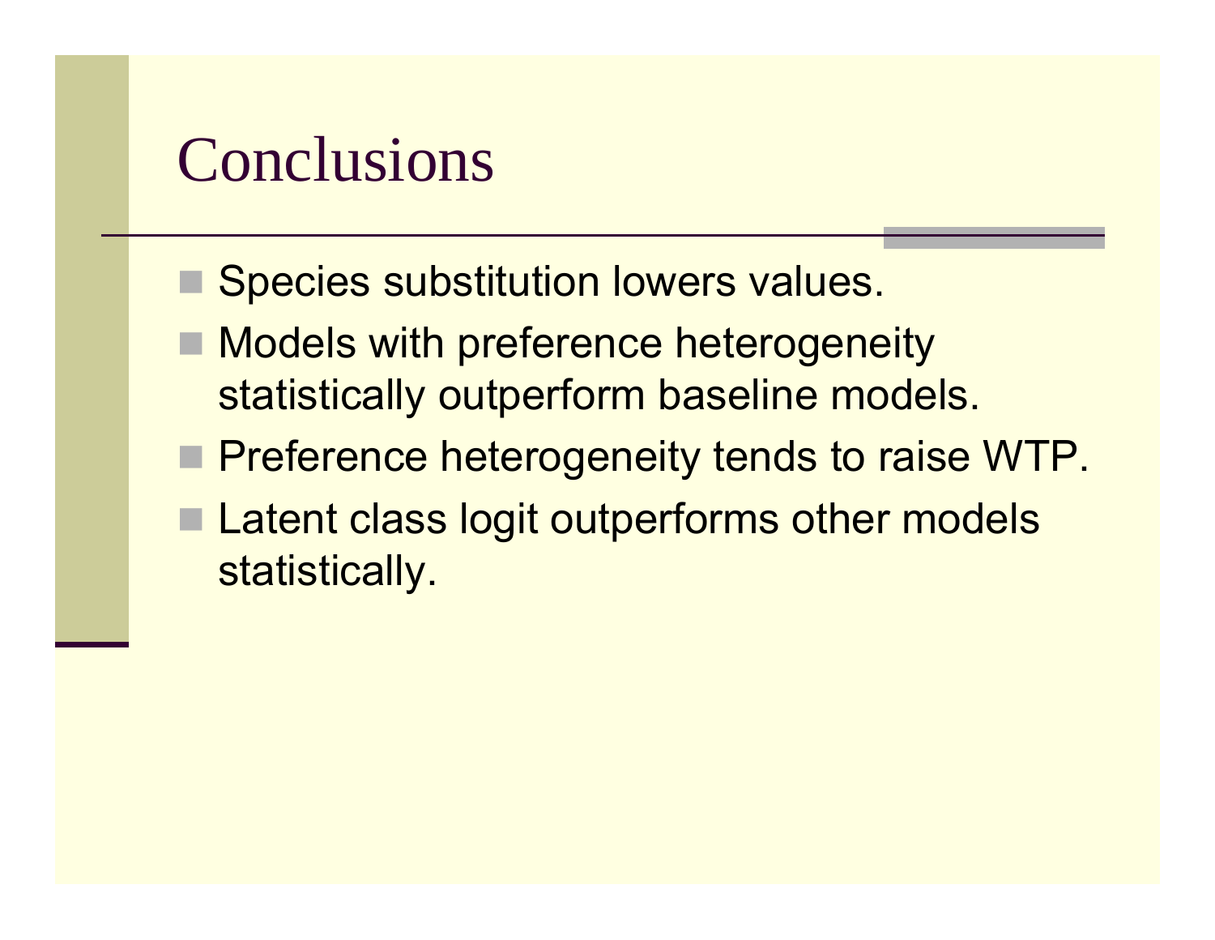# Conclusions

- Species substitution lowers values.
- Models with preference heterogeneity statistically outperform baseline models.
- Preference heterogeneity tends to raise WTP.
- Latent class logit outperforms other models statistically.